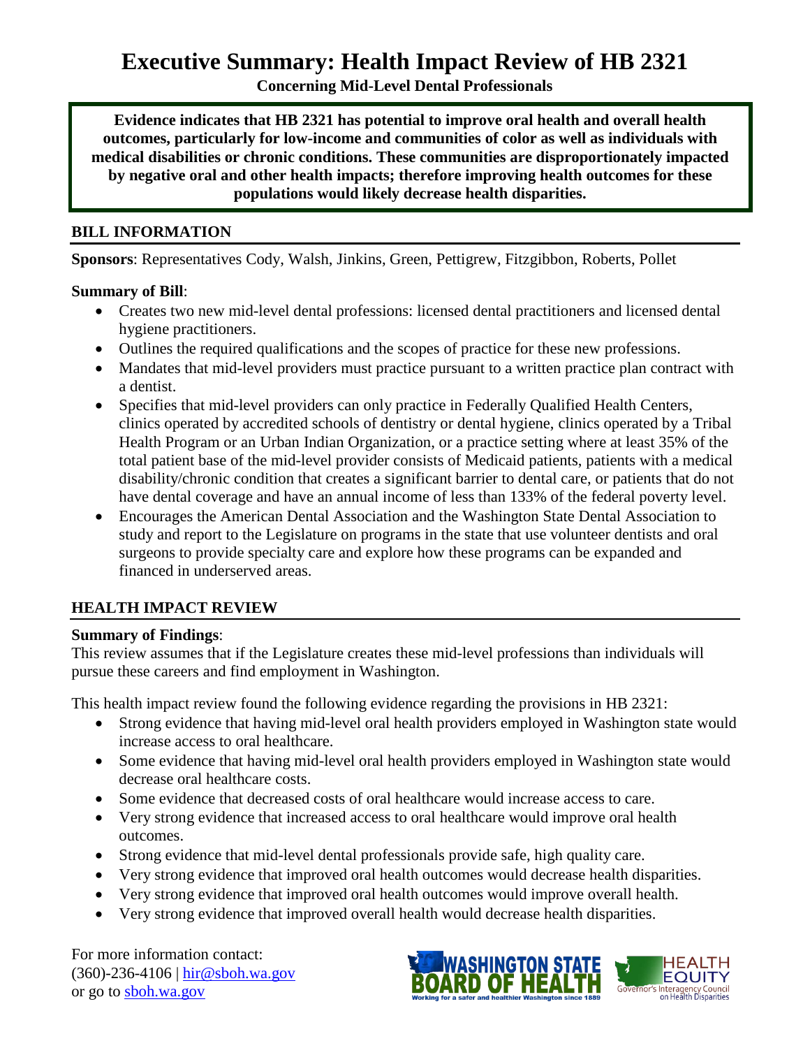# Executive Summary: Health Impact Review of HB 2321

**Concerning Mid-Level Dental Professionals**

**Evidence indicates that HB 2321 has potential to improve oral health and overall health outcomes, particularly for low-income and communities of color as well as individuals with medical disabilities or chronic conditions. These communities are disproportionately impacted by negative oral and other health impacts; therefore improving health outcomes for these populations would likely decrease health disparities.**

## BILL INFORMATION

**Sponsors**: Representatives Cody, Walsh, Jinkins, Green, Pettigrew, Fitzgibbon, Roberts, Pollet

**Summary of Bill**:

- Creates two new mid-level dental professions: licensed dental practitioners and licensed dental hygiene practitioners.
- Outlines the required qualifications and the scopes of practice for these new professions.
- Mandates that mid-level providers must practice pursuant to a written practice plan contract with a dentist.
- Specifies that mid-level providers can only practice in Federally Qualified Health Centers, clinics operated by accredited schools of dentistry or dental hygiene, clinics operated by a Tribal Health Program or an Urban Indian Organization, or a practice setting where at least 35% of the total patient base of the mid-level provider consists of Medicaid patients, patients with a medical disability/chronic condition that creates a significant barrier to dental care, or patients that do not have dental coverage and have an annual income of less than 133% of the federal poverty level.
- Encourages the American Dental Association and the Washington State Dental Association to study and report to the Legislature on programs in the state that use volunteer dentists and oral surgeons to provide specialty care and explore how these programs can be expanded and financed in underserved areas.

## HEALTH IMPACT REVIEW

**Summary of Findings**:

This review assumes that if the Legislature creates these mid-level professions than individuals will pursue these careers and find employment in Washington.

This health impact review found the following evidence regarding the provisions in HB 2321:

- Strong evidence that having mid-level oral health providers employed in Washington state would increase access to oral healthcare.
- Some evidence that having mid-level oral health providers employed in Washington state would decrease oral healthcare costs.
- Some evidence that decreased costs of oral healthcare would increase access to care.
- Very strong evidence that increased access to oral healthcare would improve oral health outcomes.
- Strong evidence that mid-level dental professionals provide safe, high quality care.
- Very strong evidence that improved oral health outcomes would decrease health disparities.
- Very strong evidence that improved oral health outcomes would improve overall health.
- Very strong evidence that improved overall health would decrease health disparities.

For more information contact:
(360)-236-4106 | hir@sboh.wa.gov
or go to sboh.wa.gov

WASHINGTON STATE BOARD OF HEALTH — Working for a safer and healthier Washington since 1889

HEALTH EQUITY — Governor's Interagency Council on Health Disparities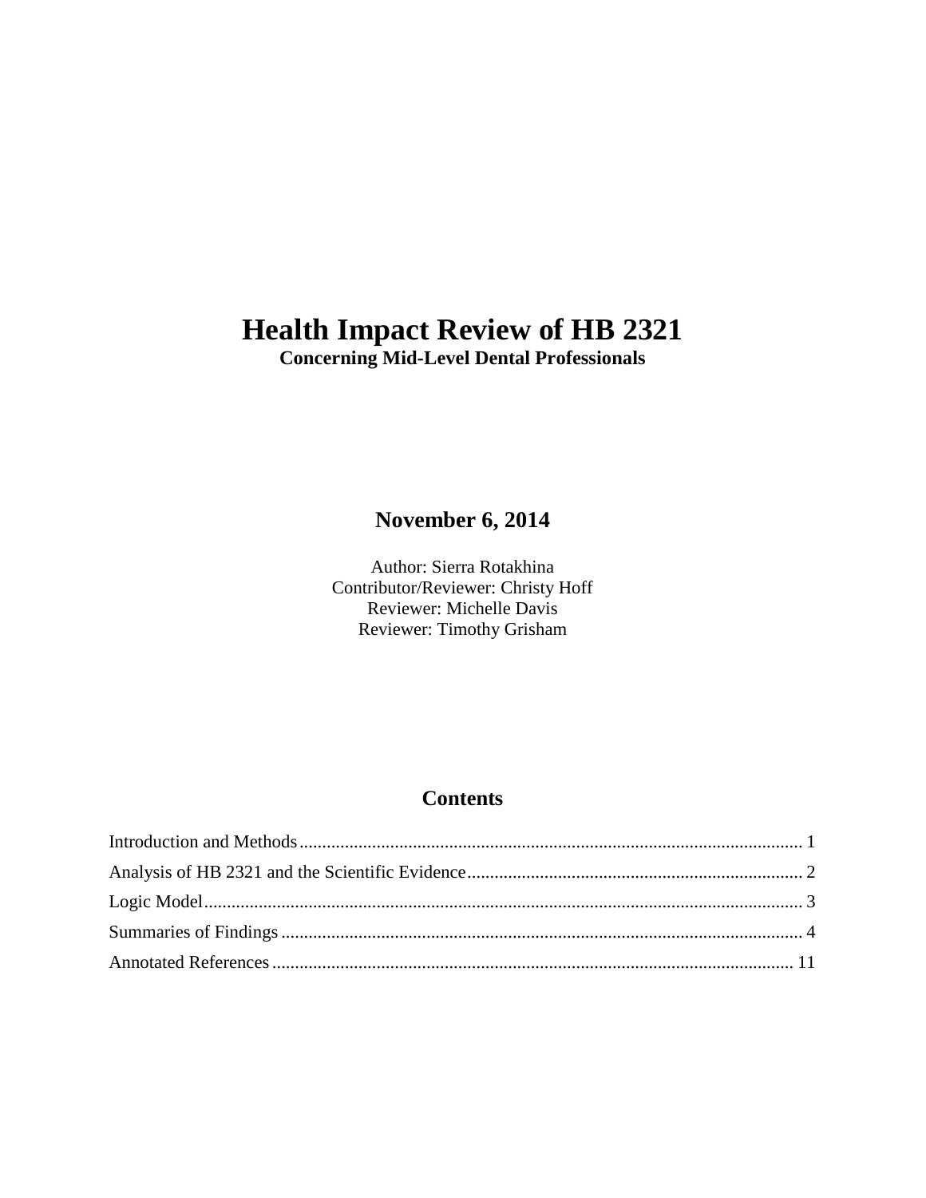# Health Impact Review of HB 2321

**Concerning Mid-Level Dental Professionals**

**November 6, 2014**

Author: Sierra Rotakhina
Contributor/Reviewer: Christy Hoff
Reviewer: Michelle Davis
Reviewer: Timothy Grisham

## Contents

Introduction and Methods ........................................................................................................ 1
Analysis of HB 2321 and the Scientific Evidence .................................................................. 2
Logic Model ............................................................................................................................ 3
Summaries of Findings ........................................................................................................... 4
Annotated References ........................................................................................................... 11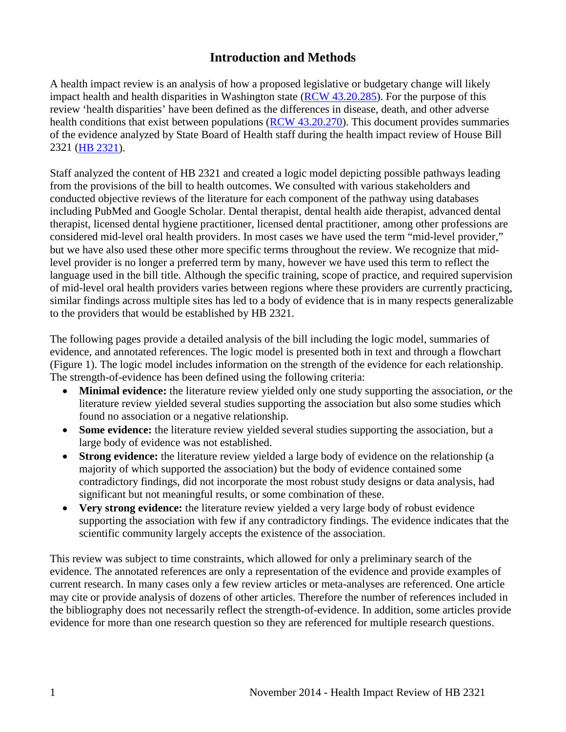# Introduction and Methods

A health impact review is an analysis of how a proposed legislative or budgetary change will likely impact health and health disparities in Washington state ([RCW 43.20.285](RCW 43.20.285)). For the purpose of this review 'health disparities' have been defined as the differences in disease, death, and other adverse health conditions that exist between populations ([RCW 43.20.270](RCW 43.20.270)). This document provides summaries of the evidence analyzed by State Board of Health staff during the health impact review of House Bill 2321 ([HB 2321](HB 2321)).

Staff analyzed the content of HB 2321 and created a logic model depicting possible pathways leading from the provisions of the bill to health outcomes. We consulted with various stakeholders and conducted objective reviews of the literature for each component of the pathway using databases including PubMed and Google Scholar. Dental therapist, dental health aide therapist, advanced dental therapist, licensed dental hygiene practitioner, licensed dental practitioner, among other professions are considered mid-level oral health providers. In most cases we have used the term "mid-level provider," but we have also used these other more specific terms throughout the review. We recognize that mid-level provider is no longer a preferred term by many, however we have used this term to reflect the language used in the bill title. Although the specific training, scope of practice, and required supervision of mid-level oral health providers varies between regions where these providers are currently practicing, similar findings across multiple sites has led to a body of evidence that is in many respects generalizable to the providers that would be established by HB 2321.

The following pages provide a detailed analysis of the bill including the logic model, summaries of evidence, and annotated references. The logic model is presented both in text and through a flowchart (Figure 1). The logic model includes information on the strength of the evidence for each relationship. The strength-of-evidence has been defined using the following criteria:

- **Minimal evidence:** the literature review yielded only one study supporting the association, *or* the literature review yielded several studies supporting the association but also some studies which found no association or a negative relationship.
- **Some evidence:** the literature review yielded several studies supporting the association, but a large body of evidence was not established.
- **Strong evidence:** the literature review yielded a large body of evidence on the relationship (a majority of which supported the association) but the body of evidence contained some contradictory findings, did not incorporate the most robust study designs or data analysis, had significant but not meaningful results, or some combination of these.
- **Very strong evidence:** the literature review yielded a very large body of robust evidence supporting the association with few if any contradictory findings. The evidence indicates that the scientific community largely accepts the existence of the association.

This review was subject to time constraints, which allowed for only a preliminary search of the evidence. The annotated references are only a representation of the evidence and provide examples of current research. In many cases only a few review articles or meta-analyses are referenced. One article may cite or provide analysis of dozens of other articles. Therefore the number of references included in the bibliography does not necessarily reflect the strength-of-evidence. In addition, some articles provide evidence for more than one research question so they are referenced for multiple research questions.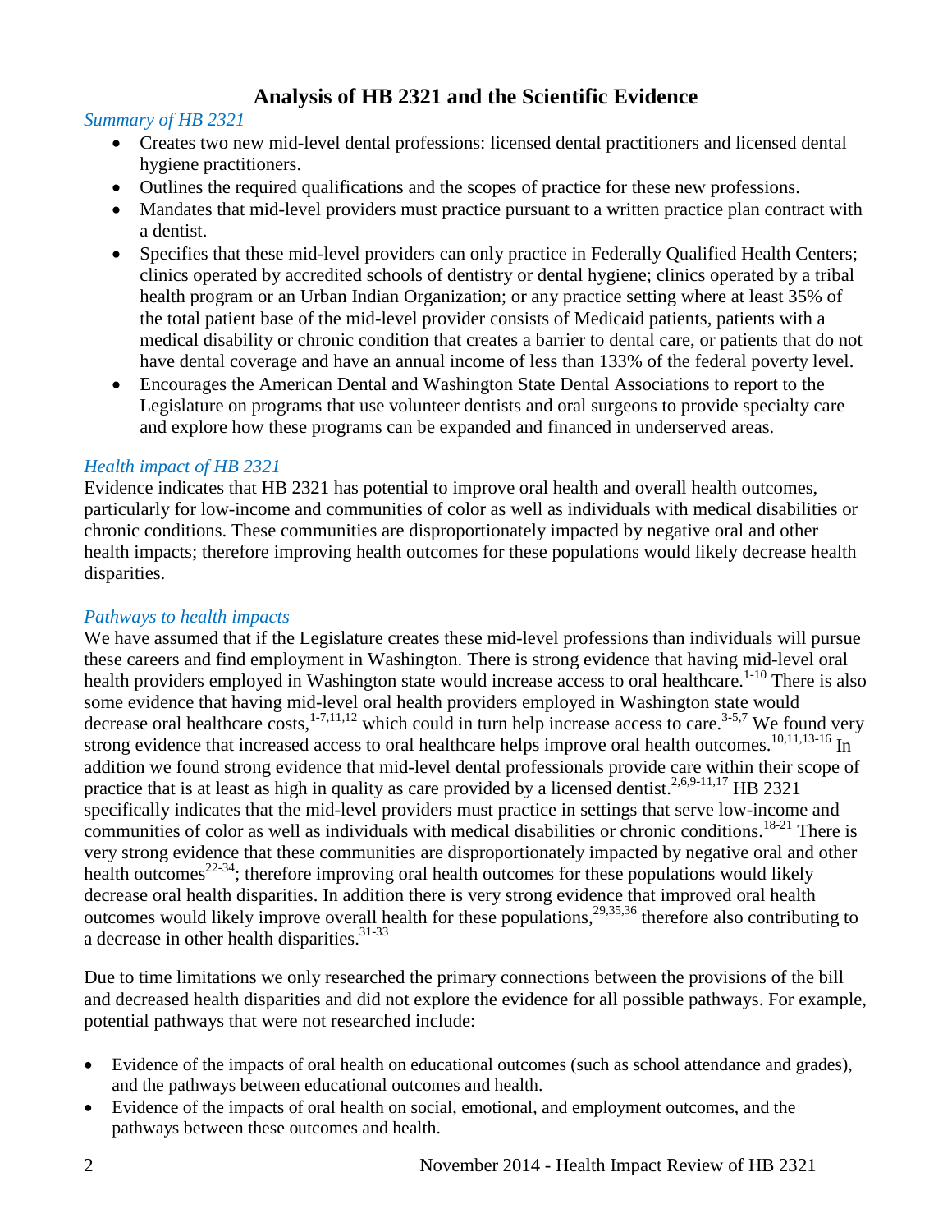# Analysis of HB 2321 and the Scientific Evidence

*Summary of HB 2321*

- Creates two new mid-level dental professions: licensed dental practitioners and licensed dental hygiene practitioners.
- Outlines the required qualifications and the scopes of practice for these new professions.
- Mandates that mid-level providers must practice pursuant to a written practice plan contract with a dentist.
- Specifies that these mid-level providers can only practice in Federally Qualified Health Centers; clinics operated by accredited schools of dentistry or dental hygiene; clinics operated by a tribal health program or an Urban Indian Organization; or any practice setting where at least 35% of the total patient base of the mid-level provider consists of Medicaid patients, patients with a medical disability or chronic condition that creates a barrier to dental care, or patients that do not have dental coverage and have an annual income of less than 133% of the federal poverty level.
- Encourages the American Dental and Washington State Dental Associations to report to the Legislature on programs that use volunteer dentists and oral surgeons to provide specialty care and explore how these programs can be expanded and financed in underserved areas.

*Health impact of HB 2321*

Evidence indicates that HB 2321 has potential to improve oral health and overall health outcomes, particularly for low-income and communities of color as well as individuals with medical disabilities or chronic conditions. These communities are disproportionately impacted by negative oral and other health impacts; therefore improving health outcomes for these populations would likely decrease health disparities.

*Pathways to health impacts*

We have assumed that if the Legislature creates these mid-level professions than individuals will pursue these careers and find employment in Washington. There is strong evidence that having mid-level oral health providers employed in Washington state would increase access to oral healthcare.[1-10] There is also some evidence that having mid-level oral health providers employed in Washington state would decrease oral healthcare costs,[1-7,11,12] which could in turn help increase access to care.[3-5,7] We found very strong evidence that increased access to oral healthcare helps improve oral health outcomes.[10,11,13-16] In addition we found strong evidence that mid-level dental professionals provide care within their scope of practice that is at least as high in quality as care provided by a licensed dentist.[2,6,9-11,17] HB 2321 specifically indicates that the mid-level providers must practice in settings that serve low-income and communities of color as well as individuals with medical disabilities or chronic conditions.[18-21] There is very strong evidence that these communities are disproportionately impacted by negative oral and other health outcomes[22-34]; therefore improving oral health outcomes for these populations would likely decrease oral health disparities. In addition there is very strong evidence that improved oral health outcomes would likely improve overall health for these populations,[29,35,36] therefore also contributing to a decrease in other health disparities.[31-33]

Due to time limitations we only researched the primary connections between the provisions of the bill and decreased health disparities and did not explore the evidence for all possible pathways. For example, potential pathways that were not researched include:

- Evidence of the impacts of oral health on educational outcomes (such as school attendance and grades), and the pathways between educational outcomes and health.
- Evidence of the impacts of oral health on social, emotional, and employment outcomes, and the pathways between these outcomes and health.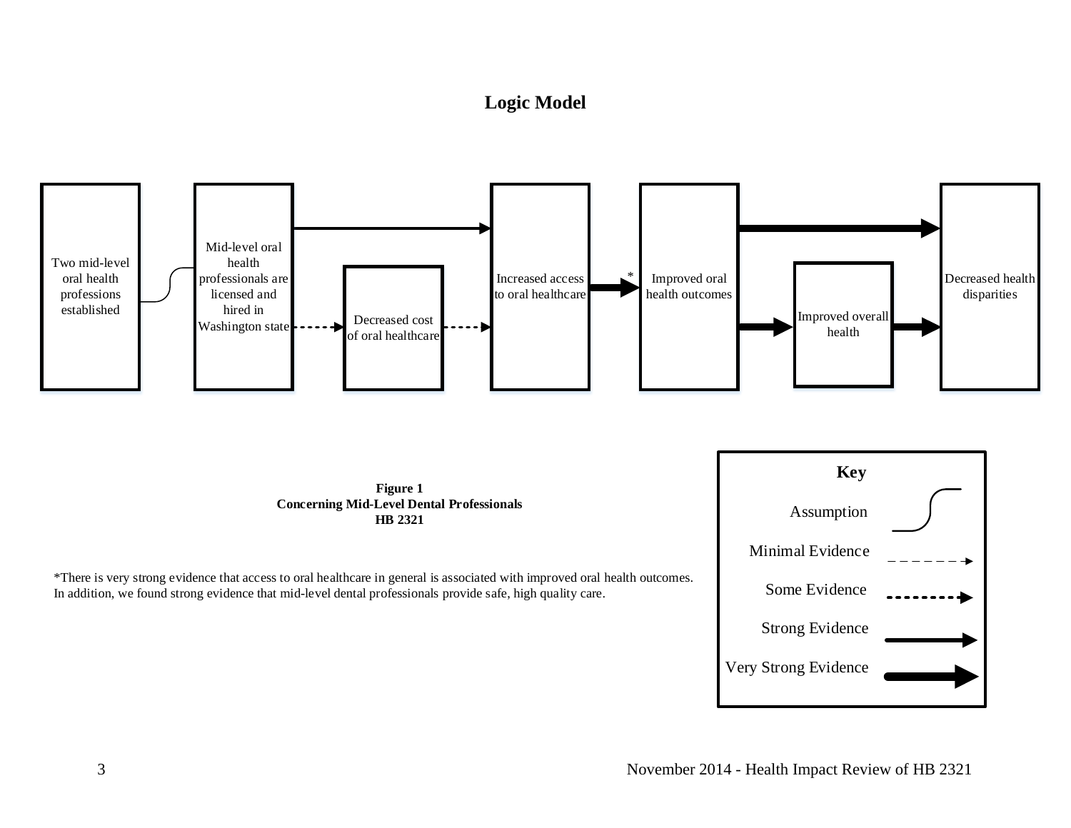# Logic Model

Two mid-level oral health professions established

Mid-level oral health professionals are licensed and hired in Washington state

Decreased cost of oral healthcare

Increased access to oral healthcare

Improved oral health outcomes

Improved overall health

Decreased health disparities

**Key**

Assumption

Minimal Evidence

Some Evidence

Strong Evidence

Very Strong Evidence

**Figure 1**
**Concerning Mid-Level Dental Professionals**
**HB 2321**

*There is very strong evidence that access to oral healthcare in general is associated with improved oral health outcomes. In addition, we found strong evidence that mid-level dental professionals provide safe, high quality care.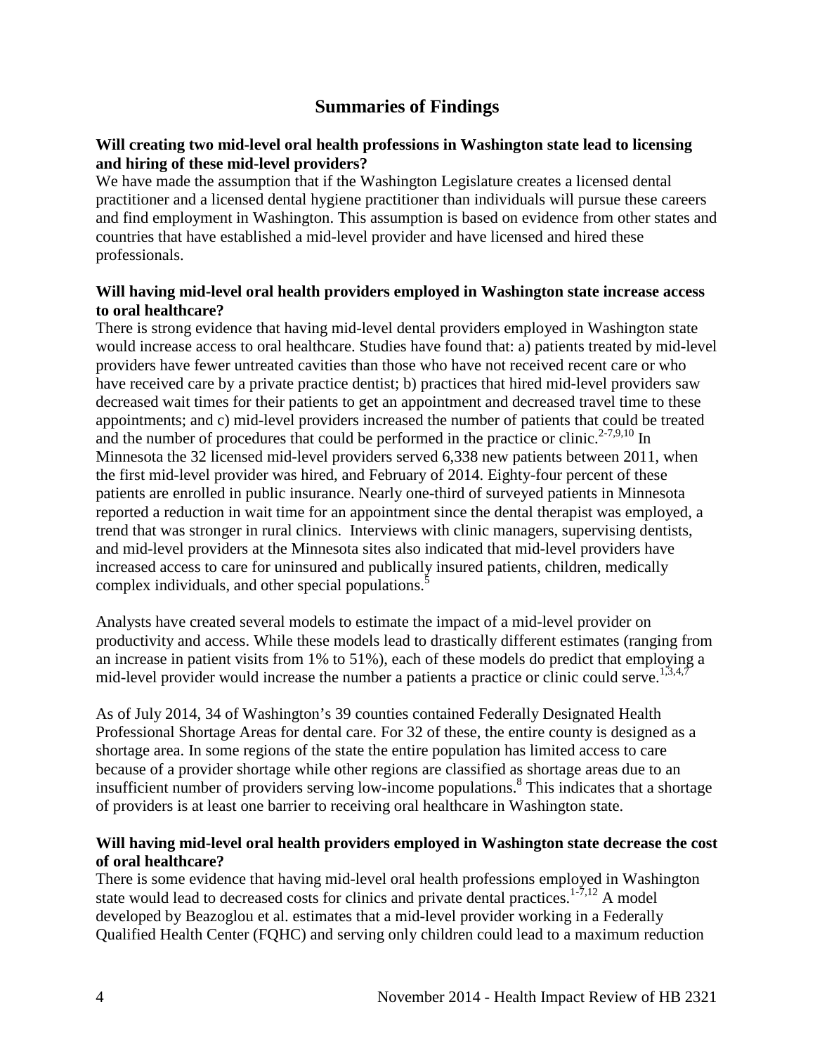## Summaries of Findings

**Will creating two mid-level oral health professions in Washington state lead to licensing and hiring of these mid-level providers?**

We have made the assumption that if the Washington Legislature creates a licensed dental practitioner and a licensed dental hygiene practitioner than individuals will pursue these careers and find employment in Washington. This assumption is based on evidence from other states and countries that have established a mid-level provider and have licensed and hired these professionals.

**Will having mid-level oral health providers employed in Washington state increase access to oral healthcare?**

There is strong evidence that having mid-level dental providers employed in Washington state would increase access to oral healthcare. Studies have found that: a) patients treated by mid-level providers have fewer untreated cavities than those who have not received recent care or who have received care by a private practice dentist; b) practices that hired mid-level providers saw decreased wait times for their patients to get an appointment and decreased travel time to these appointments; and c) mid-level providers increased the number of patients that could be treated and the number of procedures that could be performed in the practice or clinic.[2-7,9,10] In Minnesota the 32 licensed mid-level providers served 6,338 new patients between 2011, when the first mid-level provider was hired, and February of 2014. Eighty-four percent of these patients are enrolled in public insurance. Nearly one-third of surveyed patients in Minnesota reported a reduction in wait time for an appointment since the dental therapist was employed, a trend that was stronger in rural clinics. Interviews with clinic managers, supervising dentists, and mid-level providers at the Minnesota sites also indicated that mid-level providers have increased access to care for uninsured and publically insured patients, children, medically complex individuals, and other special populations.[5]

Analysts have created several models to estimate the impact of a mid-level provider on productivity and access. While these models lead to drastically different estimates (ranging from an increase in patient visits from 1% to 51%), each of these models do predict that employing a mid-level provider would increase the number a patients a practice or clinic could serve.[1,3,4,7]

As of July 2014, 34 of Washington's 39 counties contained Federally Designated Health Professional Shortage Areas for dental care. For 32 of these, the entire county is designed as a shortage area. In some regions of the state the entire population has limited access to care because of a provider shortage while other regions are classified as shortage areas due to an insufficient number of providers serving low-income populations.[8] This indicates that a shortage of providers is at least one barrier to receiving oral healthcare in Washington state.

**Will having mid-level oral health providers employed in Washington state decrease the cost of oral healthcare?**

There is some evidence that having mid-level oral health professions employed in Washington state would lead to decreased costs for clinics and private dental practices.[1-7,12] A model developed by Beazoglou et al. estimates that a mid-level provider working in a Federally Qualified Health Center (FQHC) and serving only children could lead to a maximum reduction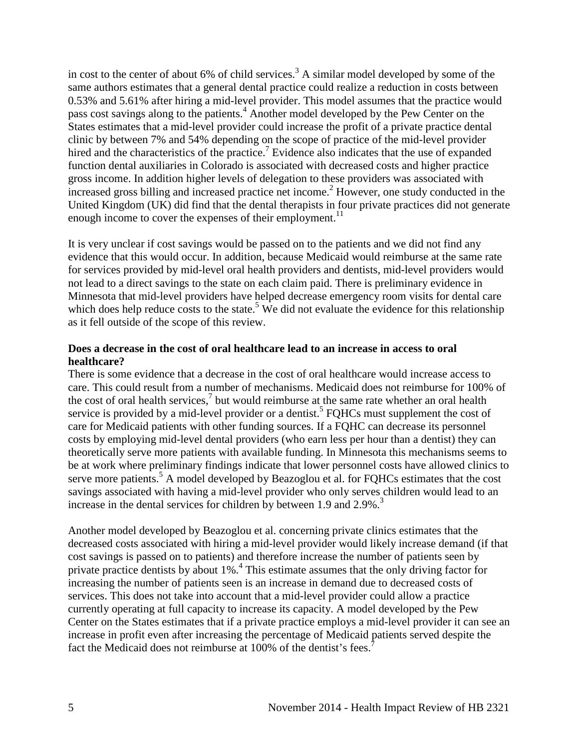in cost to the center of about 6% of child services.[3] A similar model developed by some of the same authors estimates that a general dental practice could realize a reduction in costs between 0.53% and 5.61% after hiring a mid-level provider. This model assumes that the practice would pass cost savings along to the patients.[4] Another model developed by the Pew Center on the States estimates that a mid-level provider could increase the profit of a private practice dental clinic by between 7% and 54% depending on the scope of practice of the mid-level provider hired and the characteristics of the practice.[7] Evidence also indicates that the use of expanded function dental auxiliaries in Colorado is associated with decreased costs and higher practice gross income. In addition higher levels of delegation to these providers was associated with increased gross billing and increased practice net income.[2] However, one study conducted in the United Kingdom (UK) did find that the dental therapists in four private practices did not generate enough income to cover the expenses of their employment.[11]

It is very unclear if cost savings would be passed on to the patients and we did not find any evidence that this would occur. In addition, because Medicaid would reimburse at the same rate for services provided by mid-level oral health providers and dentists, mid-level providers would not lead to a direct savings to the state on each claim paid. There is preliminary evidence in Minnesota that mid-level providers have helped decrease emergency room visits for dental care which does help reduce costs to the state.[5] We did not evaluate the evidence for this relationship as it fell outside of the scope of this review.

**Does a decrease in the cost of oral healthcare lead to an increase in access to oral healthcare?**

There is some evidence that a decrease in the cost of oral healthcare would increase access to care. This could result from a number of mechanisms. Medicaid does not reimburse for 100% of the cost of oral health services,[7] but would reimburse at the same rate whether an oral health service is provided by a mid-level provider or a dentist.[5] FQHCs must supplement the cost of care for Medicaid patients with other funding sources. If a FQHC can decrease its personnel costs by employing mid-level dental providers (who earn less per hour than a dentist) they can theoretically serve more patients with available funding. In Minnesota this mechanisms seems to be at work where preliminary findings indicate that lower personnel costs have allowed clinics to serve more patients.[5] A model developed by Beazoglou et al. for FQHCs estimates that the cost savings associated with having a mid-level provider who only serves children would lead to an increase in the dental services for children by between 1.9 and 2.9%.[3]

Another model developed by Beazoglou et al. concerning private clinics estimates that the decreased costs associated with hiring a mid-level provider would likely increase demand (if that cost savings is passed on to patients) and therefore increase the number of patients seen by private practice dentists by about 1%.[4] This estimate assumes that the only driving factor for increasing the number of patients seen is an increase in demand due to decreased costs of services. This does not take into account that a mid-level provider could allow a practice currently operating at full capacity to increase its capacity. A model developed by the Pew Center on the States estimates that if a private practice employs a mid-level provider it can see an increase in profit even after increasing the percentage of Medicaid patients served despite the fact the Medicaid does not reimburse at 100% of the dentist's fees.[7]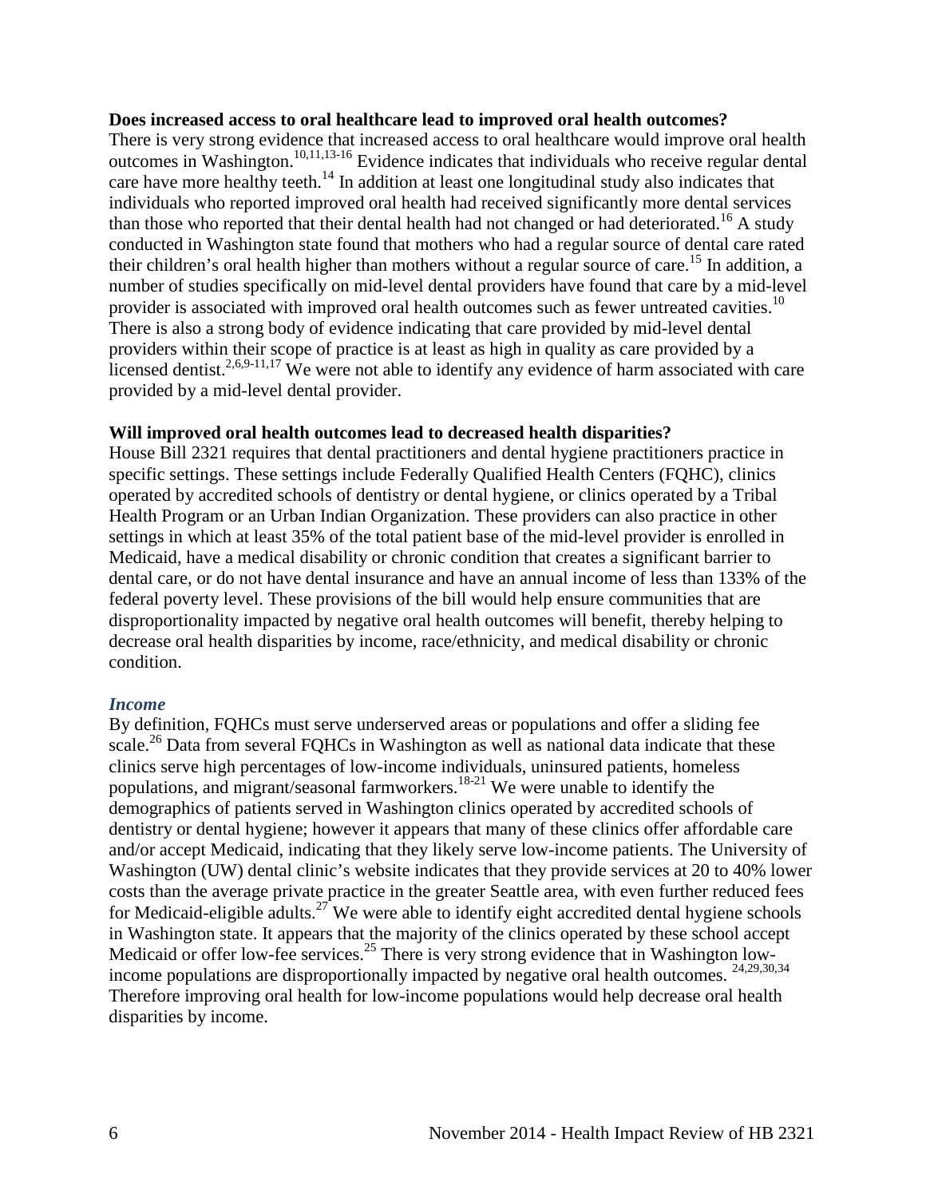**Does increased access to oral healthcare lead to improved oral health outcomes?**

There is very strong evidence that increased access to oral healthcare would improve oral health outcomes in Washington.[10,11,13-16] Evidence indicates that individuals who receive regular dental care have more healthy teeth.[14] In addition at least one longitudinal study also indicates that individuals who reported improved oral health had received significantly more dental services than those who reported that their dental health had not changed or had deteriorated.[16] A study conducted in Washington state found that mothers who had a regular source of dental care rated their children's oral health higher than mothers without a regular source of care.[15] In addition, a number of studies specifically on mid-level dental providers have found that care by a mid-level provider is associated with improved oral health outcomes such as fewer untreated cavities.[10] There is also a strong body of evidence indicating that care provided by mid-level dental providers within their scope of practice is at least as high in quality as care provided by a licensed dentist.[2,6,9-11,17] We were not able to identify any evidence of harm associated with care provided by a mid-level dental provider.

**Will improved oral health outcomes lead to decreased health disparities?**

House Bill 2321 requires that dental practitioners and dental hygiene practitioners practice in specific settings. These settings include Federally Qualified Health Centers (FQHC), clinics operated by accredited schools of dentistry or dental hygiene, or clinics operated by a Tribal Health Program or an Urban Indian Organization. These providers can also practice in other settings in which at least 35% of the total patient base of the mid-level provider is enrolled in Medicaid, have a medical disability or chronic condition that creates a significant barrier to dental care, or do not have dental insurance and have an annual income of less than 133% of the federal poverty level. These provisions of the bill would help ensure communities that are disproportionality impacted by negative oral health outcomes will benefit, thereby helping to decrease oral health disparities by income, race/ethnicity, and medical disability or chronic condition.

### *Income*

By definition, FQHCs must serve underserved areas or populations and offer a sliding fee scale.[26] Data from several FQHCs in Washington as well as national data indicate that these clinics serve high percentages of low-income individuals, uninsured patients, homeless populations, and migrant/seasonal farmworkers.[18-21] We were unable to identify the demographics of patients served in Washington clinics operated by accredited schools of dentistry or dental hygiene; however it appears that many of these clinics offer affordable care and/or accept Medicaid, indicating that they likely serve low-income patients. The University of Washington (UW) dental clinic's website indicates that they provide services at 20 to 40% lower costs than the average private practice in the greater Seattle area, with even further reduced fees for Medicaid-eligible adults.[27] We were able to identify eight accredited dental hygiene schools in Washington state. It appears that the majority of the clinics operated by these school accept Medicaid or offer low-fee services.[25] There is very strong evidence that in Washington low-income populations are disproportionally impacted by negative oral health outcomes.[24,29,30,34] Therefore improving oral health for low-income populations would help decrease oral health disparities by income.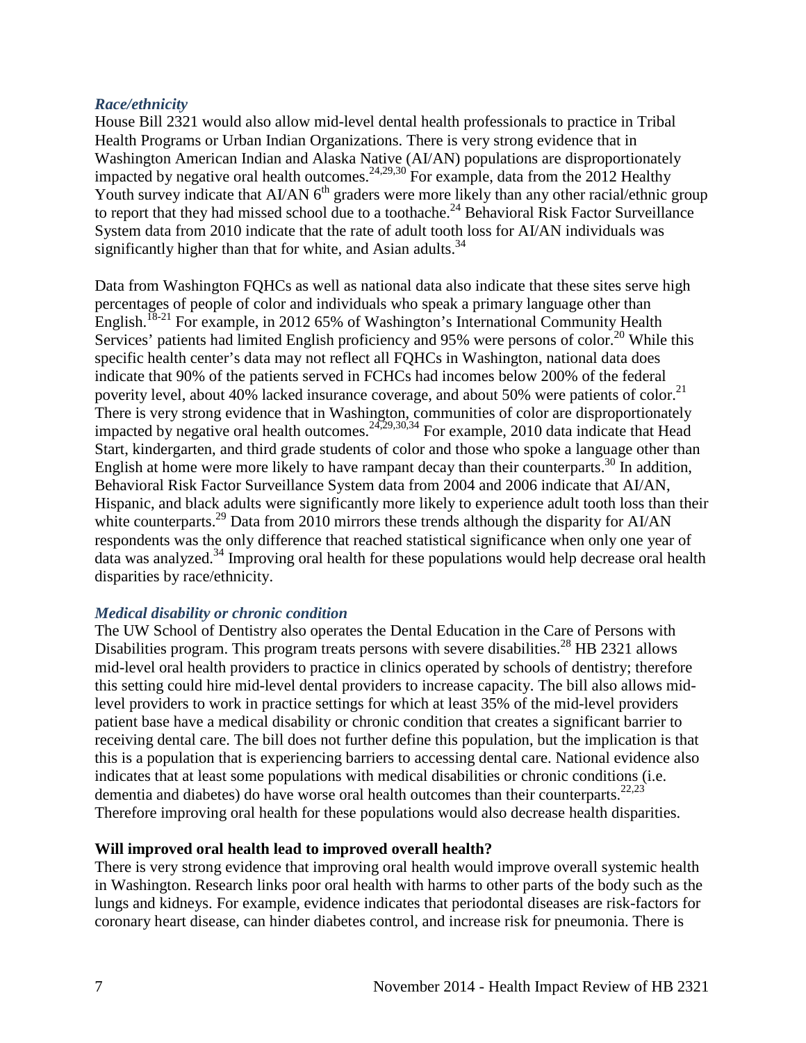### *Race/ethnicity*

House Bill 2321 would also allow mid-level dental health professionals to practice in Tribal Health Programs or Urban Indian Organizations. There is very strong evidence that in Washington American Indian and Alaska Native (AI/AN) populations are disproportionately impacted by negative oral health outcomes.[24,29,30] For example, data from the 2012 Healthy Youth survey indicate that AI/AN 6th graders were more likely than any other racial/ethnic group to report that they had missed school due to a toothache.[24] Behavioral Risk Factor Surveillance System data from 2010 indicate that the rate of adult tooth loss for AI/AN individuals was significantly higher than that for white, and Asian adults.[34]

Data from Washington FQHCs as well as national data also indicate that these sites serve high percentages of people of color and individuals who speak a primary language other than English.[18-21] For example, in 2012 65% of Washington's International Community Health Services' patients had limited English proficiency and 95% were persons of color.[20] While this specific health center's data may not reflect all FQHCs in Washington, national data does indicate that 90% of the patients served in FCHCs had incomes below 200% of the federal poverity level, about 40% lacked insurance coverage, and about 50% were patients of color.[21] There is very strong evidence that in Washington, communities of color are disproportionately impacted by negative oral health outcomes.[24,29,30,34] For example, 2010 data indicate that Head Start, kindergarten, and third grade students of color and those who spoke a language other than English at home were more likely to have rampant decay than their counterparts.[30] In addition, Behavioral Risk Factor Surveillance System data from 2004 and 2006 indicate that AI/AN, Hispanic, and black adults were significantly more likely to experience adult tooth loss than their white counterparts.[29] Data from 2010 mirrors these trends although the disparity for AI/AN respondents was the only difference that reached statistical significance when only one year of data was analyzed.[34] Improving oral health for these populations would help decrease oral health disparities by race/ethnicity.

### *Medical disability or chronic condition*

The UW School of Dentistry also operates the Dental Education in the Care of Persons with Disabilities program. This program treats persons with severe disabilities.[28] HB 2321 allows mid-level oral health providers to practice in clinics operated by schools of dentistry; therefore this setting could hire mid-level dental providers to increase capacity. The bill also allows mid-level providers to work in practice settings for which at least 35% of the mid-level providers patient base have a medical disability or chronic condition that creates a significant barrier to receiving dental care. The bill does not further define this population, but the implication is that this is a population that is experiencing barriers to accessing dental care. National evidence also indicates that at least some populations with medical disabilities or chronic conditions (i.e. dementia and diabetes) do have worse oral health outcomes than their counterparts.[22,23] Therefore improving oral health for these populations would also decrease health disparities.

## **Will improved oral health lead to improved overall health?**

There is very strong evidence that improving oral health would improve overall systemic health in Washington. Research links poor oral health with harms to other parts of the body such as the lungs and kidneys. For example, evidence indicates that periodontal diseases are risk-factors for coronary heart disease, can hinder diabetes control, and increase risk for pneumonia. There is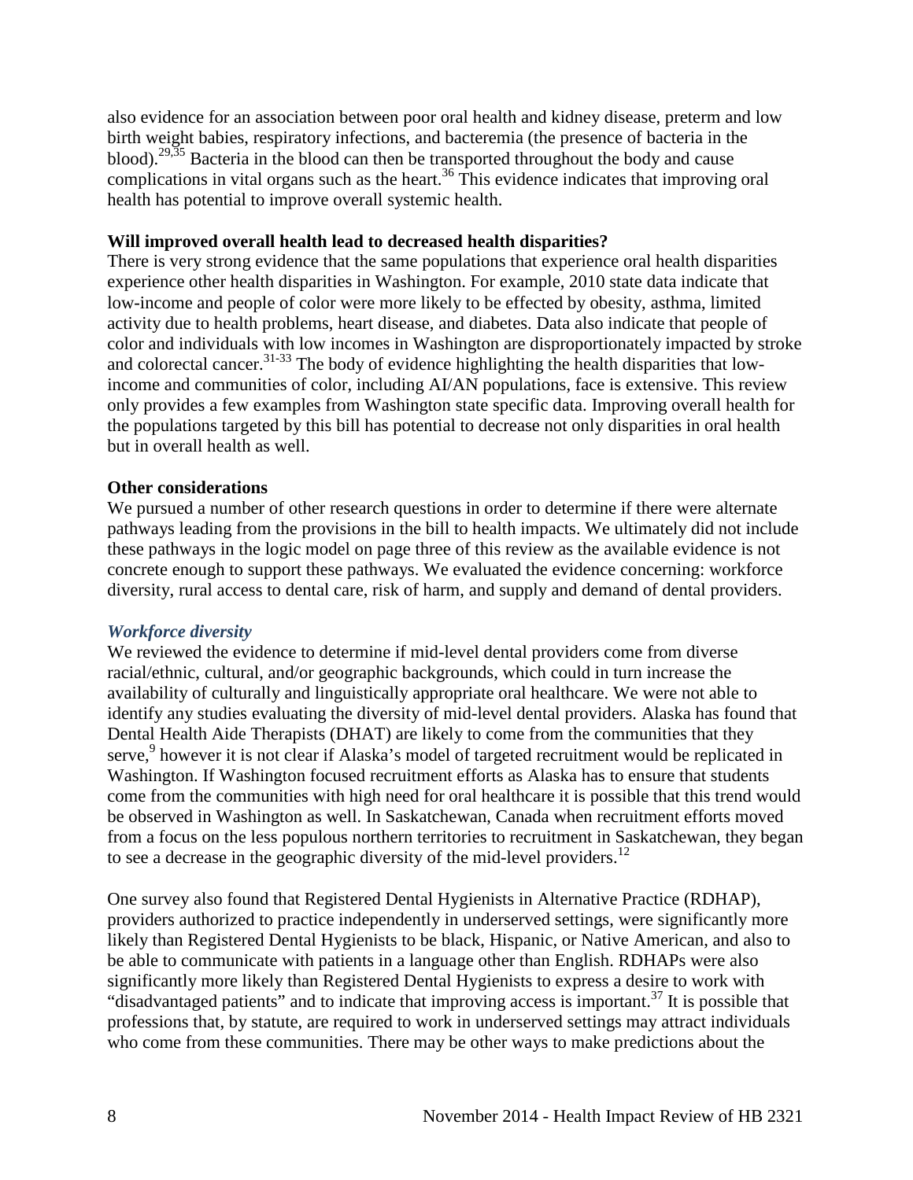also evidence for an association between poor oral health and kidney disease, preterm and low birth weight babies, respiratory infections, and bacteremia (the presence of bacteria in the blood).[29,35] Bacteria in the blood can then be transported throughout the body and cause complications in vital organs such as the heart.[36] This evidence indicates that improving oral health has potential to improve overall systemic health.

**Will improved overall health lead to decreased health disparities?**

There is very strong evidence that the same populations that experience oral health disparities experience other health disparities in Washington. For example, 2010 state data indicate that low-income and people of color were more likely to be effected by obesity, asthma, limited activity due to health problems, heart disease, and diabetes. Data also indicate that people of color and individuals with low incomes in Washington are disproportionately impacted by stroke and colorectal cancer.[31-33] The body of evidence highlighting the health disparities that low-income and communities of color, including AI/AN populations, face is extensive. This review only provides a few examples from Washington state specific data. Improving overall health for the populations targeted by this bill has potential to decrease not only disparities in oral health but in overall health as well.

**Other considerations**

We pursued a number of other research questions in order to determine if there were alternate pathways leading from the provisions in the bill to health impacts. We ultimately did not include these pathways in the logic model on page three of this review as the available evidence is not concrete enough to support these pathways. We evaluated the evidence concerning: workforce diversity, rural access to dental care, risk of harm, and supply and demand of dental providers.

### *Workforce diversity*

We reviewed the evidence to determine if mid-level dental providers come from diverse racial/ethnic, cultural, and/or geographic backgrounds, which could in turn increase the availability of culturally and linguistically appropriate oral healthcare. We were not able to identify any studies evaluating the diversity of mid-level dental providers. Alaska has found that Dental Health Aide Therapists (DHAT) are likely to come from the communities that they serve,[9] however it is not clear if Alaska's model of targeted recruitment would be replicated in Washington. If Washington focused recruitment efforts as Alaska has to ensure that students come from the communities with high need for oral healthcare it is possible that this trend would be observed in Washington as well. In Saskatchewan, Canada when recruitment efforts moved from a focus on the less populous northern territories to recruitment in Saskatchewan, they began to see a decrease in the geographic diversity of the mid-level providers.[12]

One survey also found that Registered Dental Hygienists in Alternative Practice (RDHAP), providers authorized to practice independently in underserved settings, were significantly more likely than Registered Dental Hygienists to be black, Hispanic, or Native American, and also to be able to communicate with patients in a language other than English. RDHAPs were also significantly more likely than Registered Dental Hygienists to express a desire to work with "disadvantaged patients" and to indicate that improving access is important.[37] It is possible that professions that, by statute, are required to work in underserved settings may attract individuals who come from these communities. There may be other ways to make predictions about the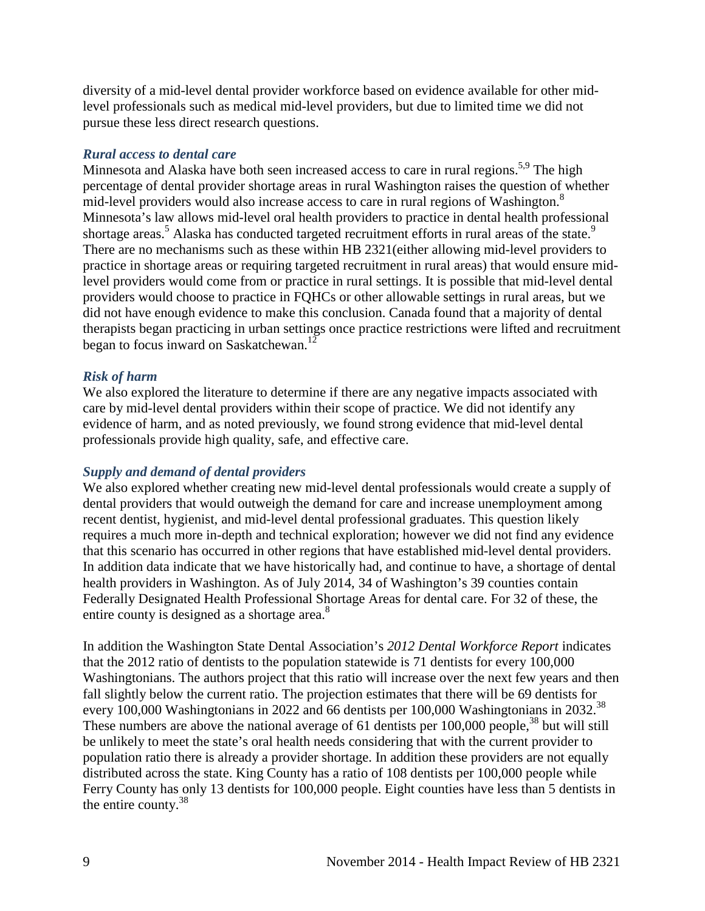diversity of a mid-level dental provider workforce based on evidence available for other mid-level professionals such as medical mid-level providers, but due to limited time we did not pursue these less direct research questions.

### *Rural access to dental care*

Minnesota and Alaska have both seen increased access to care in rural regions.[5,9] The high percentage of dental provider shortage areas in rural Washington raises the question of whether mid-level providers would also increase access to care in rural regions of Washington.[8] Minnesota's law allows mid-level oral health providers to practice in dental health professional shortage areas.[5] Alaska has conducted targeted recruitment efforts in rural areas of the state.[9] There are no mechanisms such as these within HB 2321(either allowing mid-level providers to practice in shortage areas or requiring targeted recruitment in rural areas) that would ensure mid-level providers would come from or practice in rural settings. It is possible that mid-level dental providers would choose to practice in FQHCs or other allowable settings in rural areas, but we did not have enough evidence to make this conclusion. Canada found that a majority of dental therapists began practicing in urban settings once practice restrictions were lifted and recruitment began to focus inward on Saskatchewan.[12]

### *Risk of harm*

We also explored the literature to determine if there are any negative impacts associated with care by mid-level dental providers within their scope of practice. We did not identify any evidence of harm, and as noted previously, we found strong evidence that mid-level dental professionals provide high quality, safe, and effective care.

### *Supply and demand of dental providers*

We also explored whether creating new mid-level dental professionals would create a supply of dental providers that would outweigh the demand for care and increase unemployment among recent dentist, hygienist, and mid-level dental professional graduates. This question likely requires a much more in-depth and technical exploration; however we did not find any evidence that this scenario has occurred in other regions that have established mid-level dental providers. In addition data indicate that we have historically had, and continue to have, a shortage of dental health providers in Washington. As of July 2014, 34 of Washington's 39 counties contain Federally Designated Health Professional Shortage Areas for dental care. For 32 of these, the entire county is designed as a shortage area.[8]

In addition the Washington State Dental Association's *2012 Dental Workforce Report* indicates that the 2012 ratio of dentists to the population statewide is 71 dentists for every 100,000 Washingtonians. The authors project that this ratio will increase over the next few years and then fall slightly below the current ratio. The projection estimates that there will be 69 dentists for every 100,000 Washingtonians in 2022 and 66 dentists per 100,000 Washingtonians in 2032.[38] These numbers are above the national average of 61 dentists per 100,000 people,[38] but will still be unlikely to meet the state's oral health needs considering that with the current provider to population ratio there is already a provider shortage. In addition these providers are not equally distributed across the state. King County has a ratio of 108 dentists per 100,000 people while Ferry County has only 13 dentists for 100,000 people. Eight counties have less than 5 dentists in the entire county.[38]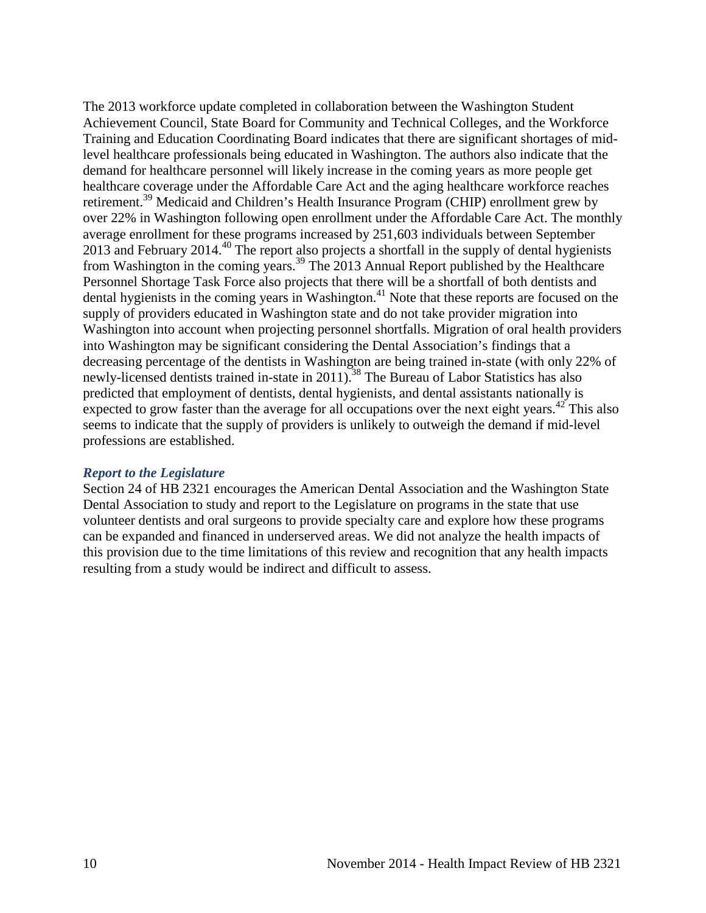The 2013 workforce update completed in collaboration between the Washington Student Achievement Council, State Board for Community and Technical Colleges, and the Workforce Training and Education Coordinating Board indicates that there are significant shortages of mid-level healthcare professionals being educated in Washington. The authors also indicate that the demand for healthcare personnel will likely increase in the coming years as more people get healthcare coverage under the Affordable Care Act and the aging healthcare workforce reaches retirement.[39] Medicaid and Children's Health Insurance Program (CHIP) enrollment grew by over 22% in Washington following open enrollment under the Affordable Care Act. The monthly average enrollment for these programs increased by 251,603 individuals between September 2013 and February 2014.[40] The report also projects a shortfall in the supply of dental hygienists from Washington in the coming years.[39] The 2013 Annual Report published by the Healthcare Personnel Shortage Task Force also projects that there will be a shortfall of both dentists and dental hygienists in the coming years in Washington.[41] Note that these reports are focused on the supply of providers educated in Washington state and do not take provider migration into Washington into account when projecting personnel shortfalls. Migration of oral health providers into Washington may be significant considering the Dental Association's findings that a decreasing percentage of the dentists in Washington are being trained in-state (with only 22% of newly-licensed dentists trained in-state in 2011).[38] The Bureau of Labor Statistics has also predicted that employment of dentists, dental hygienists, and dental assistants nationally is expected to grow faster than the average for all occupations over the next eight years.[42] This also seems to indicate that the supply of providers is unlikely to outweigh the demand if mid-level professions are established.

### *Report to the Legislature*

Section 24 of HB 2321 encourages the American Dental Association and the Washington State Dental Association to study and report to the Legislature on programs in the state that use volunteer dentists and oral surgeons to provide specialty care and explore how these programs can be expanded and financed in underserved areas. We did not analyze the health impacts of this provision due to the time limitations of this review and recognition that any health impacts resulting from a study would be indirect and difficult to assess.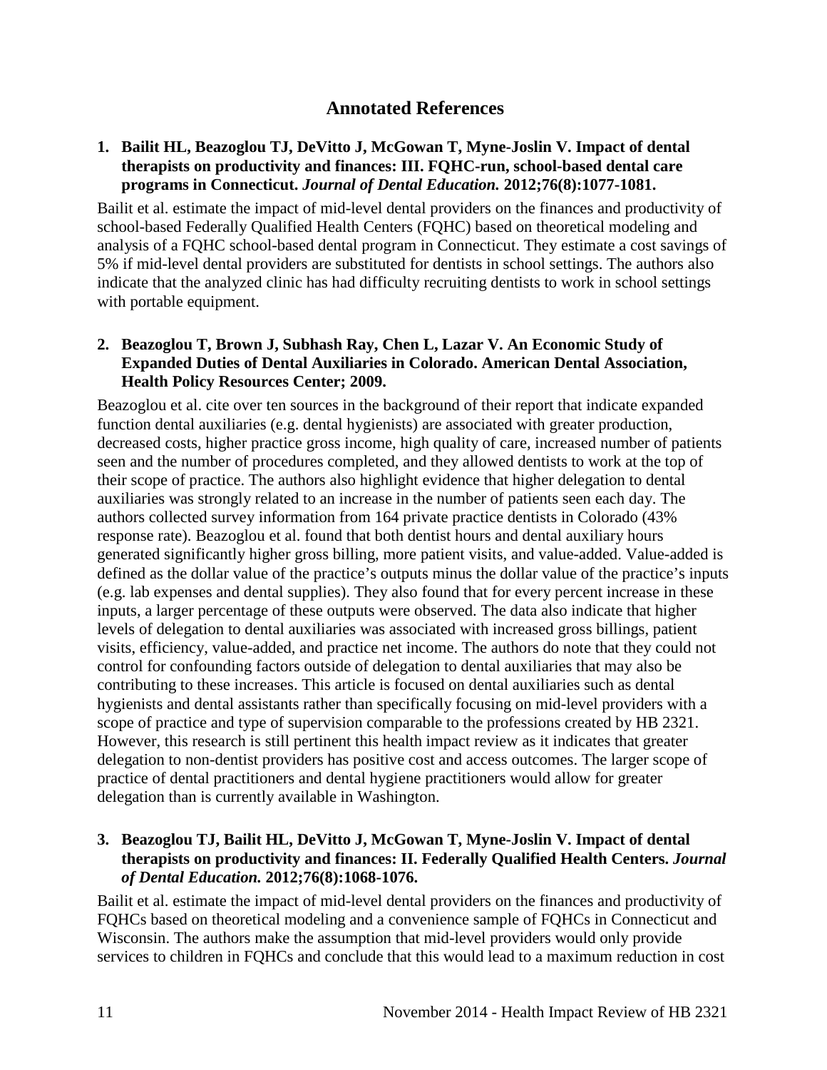## Annotated References

1. **Bailit HL, Beazoglou TJ, DeVitto J, McGowan T, Myne-Joslin V. Impact of dental therapists on productivity and finances: III. FQHC-run, school-based dental care programs in Connecticut.** ***Journal of Dental Education.*** **2012;76(8):1077-1081.**

Bailit et al. estimate the impact of mid-level dental providers on the finances and productivity of school-based Federally Qualified Health Centers (FQHC) based on theoretical modeling and analysis of a FQHC school-based dental program in Connecticut. They estimate a cost savings of 5% if mid-level dental providers are substituted for dentists in school settings. The authors also indicate that the analyzed clinic has had difficulty recruiting dentists to work in school settings with portable equipment.

2. **Beazoglou T, Brown J, Subhash Ray, Chen L, Lazar V. An Economic Study of Expanded Duties of Dental Auxiliaries in Colorado. American Dental Association, Health Policy Resources Center; 2009.**

Beazoglou et al. cite over ten sources in the background of their report that indicate expanded function dental auxiliaries (e.g. dental hygienists) are associated with greater production, decreased costs, higher practice gross income, high quality of care, increased number of patients seen and the number of procedures completed, and they allowed dentists to work at the top of their scope of practice. The authors also highlight evidence that higher delegation to dental auxiliaries was strongly related to an increase in the number of patients seen each day. The authors collected survey information from 164 private practice dentists in Colorado (43% response rate). Beazoglou et al. found that both dentist hours and dental auxiliary hours generated significantly higher gross billing, more patient visits, and value-added. Value-added is defined as the dollar value of the practice's outputs minus the dollar value of the practice's inputs (e.g. lab expenses and dental supplies). They also found that for every percent increase in these inputs, a larger percentage of these outputs were observed. The data also indicate that higher levels of delegation to dental auxiliaries was associated with increased gross billings, patient visits, efficiency, value-added, and practice net income. The authors do note that they could not control for confounding factors outside of delegation to dental auxiliaries that may also be contributing to these increases. This article is focused on dental auxiliaries such as dental hygienists and dental assistants rather than specifically focusing on mid-level providers with a scope of practice and type of supervision comparable to the professions created by HB 2321. However, this research is still pertinent this health impact review as it indicates that greater delegation to non-dentist providers has positive cost and access outcomes. The larger scope of practice of dental practitioners and dental hygiene practitioners would allow for greater delegation than is currently available in Washington.

3. **Beazoglou TJ, Bailit HL, DeVitto J, McGowan T, Myne-Joslin V. Impact of dental therapists on productivity and finances: II. Federally Qualified Health Centers.** ***Journal of Dental Education.*** **2012;76(8):1068-1076.**

Bailit et al. estimate the impact of mid-level dental providers on the finances and productivity of FQHCs based on theoretical modeling and a convenience sample of FQHCs in Connecticut and Wisconsin. The authors make the assumption that mid-level providers would only provide services to children in FQHCs and conclude that this would lead to a maximum reduction in cost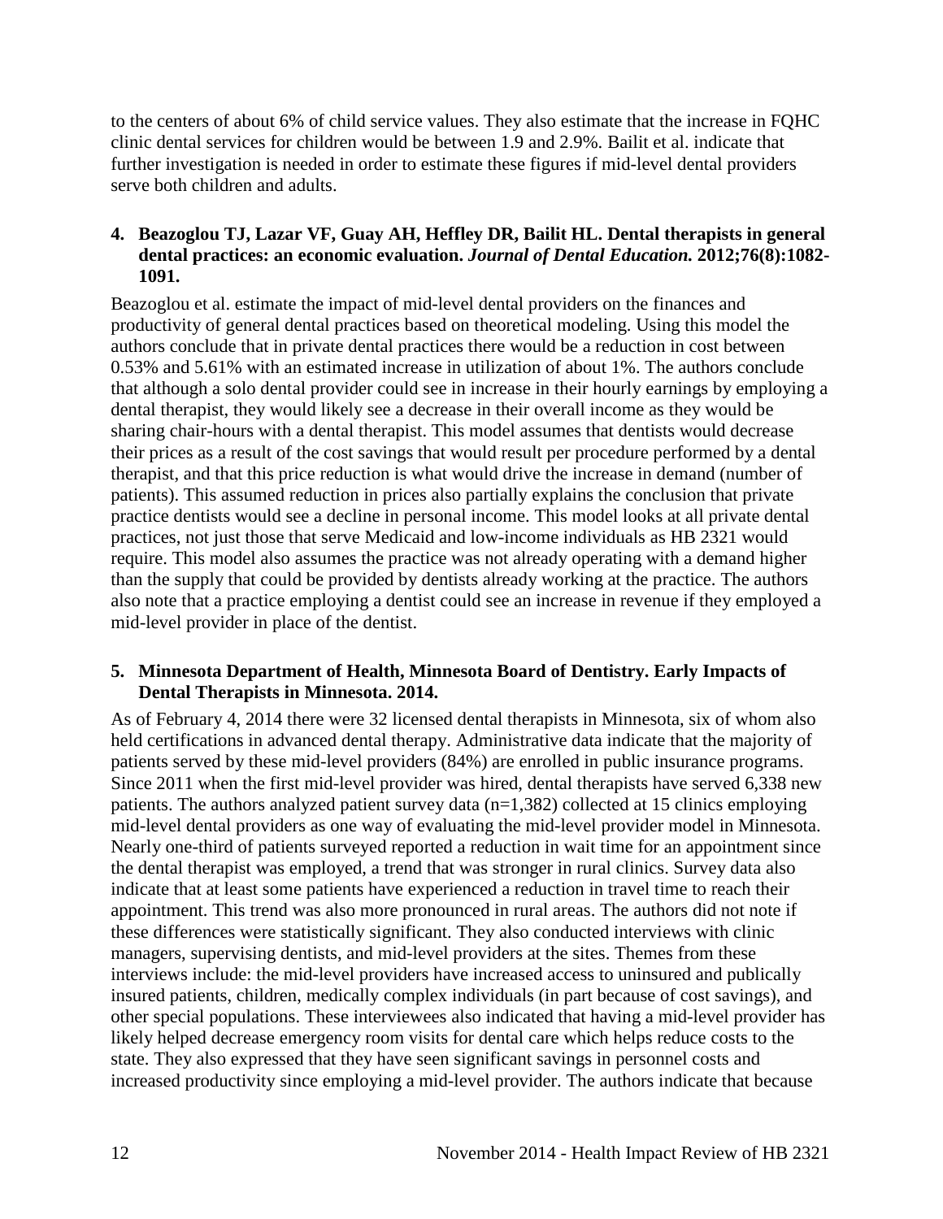to the centers of about 6% of child service values. They also estimate that the increase in FQHC clinic dental services for children would be between 1.9 and 2.9%. Bailit et al. indicate that further investigation is needed in order to estimate these figures if mid-level dental providers serve both children and adults.

**4. Beazoglou TJ, Lazar VF, Guay AH, Heffley DR, Bailit HL. Dental therapists in general dental practices: an economic evaluation.** ***Journal of Dental Education.*** **2012;76(8):1082-1091.**

Beazoglou et al. estimate the impact of mid-level dental providers on the finances and productivity of general dental practices based on theoretical modeling. Using this model the authors conclude that in private dental practices there would be a reduction in cost between 0.53% and 5.61% with an estimated increase in utilization of about 1%. The authors conclude that although a solo dental provider could see in increase in their hourly earnings by employing a dental therapist, they would likely see a decrease in their overall income as they would be sharing chair-hours with a dental therapist. This model assumes that dentists would decrease their prices as a result of the cost savings that would result per procedure performed by a dental therapist, and that this price reduction is what would drive the increase in demand (number of patients). This assumed reduction in prices also partially explains the conclusion that private practice dentists would see a decline in personal income. This model looks at all private dental practices, not just those that serve Medicaid and low-income individuals as HB 2321 would require. This model also assumes the practice was not already operating with a demand higher than the supply that could be provided by dentists already working at the practice. The authors also note that a practice employing a dentist could see an increase in revenue if they employed a mid-level provider in place of the dentist.

**5. Minnesota Department of Health, Minnesota Board of Dentistry. Early Impacts of Dental Therapists in Minnesota. 2014.**

As of February 4, 2014 there were 32 licensed dental therapists in Minnesota, six of whom also held certifications in advanced dental therapy. Administrative data indicate that the majority of patients served by these mid-level providers (84%) are enrolled in public insurance programs. Since 2011 when the first mid-level provider was hired, dental therapists have served 6,338 new patients. The authors analyzed patient survey data (n=1,382) collected at 15 clinics employing mid-level dental providers as one way of evaluating the mid-level provider model in Minnesota. Nearly one-third of patients surveyed reported a reduction in wait time for an appointment since the dental therapist was employed, a trend that was stronger in rural clinics. Survey data also indicate that at least some patients have experienced a reduction in travel time to reach their appointment. This trend was also more pronounced in rural areas. The authors did not note if these differences were statistically significant. They also conducted interviews with clinic managers, supervising dentists, and mid-level providers at the sites. Themes from these interviews include: the mid-level providers have increased access to uninsured and publically insured patients, children, medically complex individuals (in part because of cost savings), and other special populations. These interviewees also indicated that having a mid-level provider has likely helped decrease emergency room visits for dental care which helps reduce costs to the state. They also expressed that they have seen significant savings in personnel costs and increased productivity since employing a mid-level provider. The authors indicate that because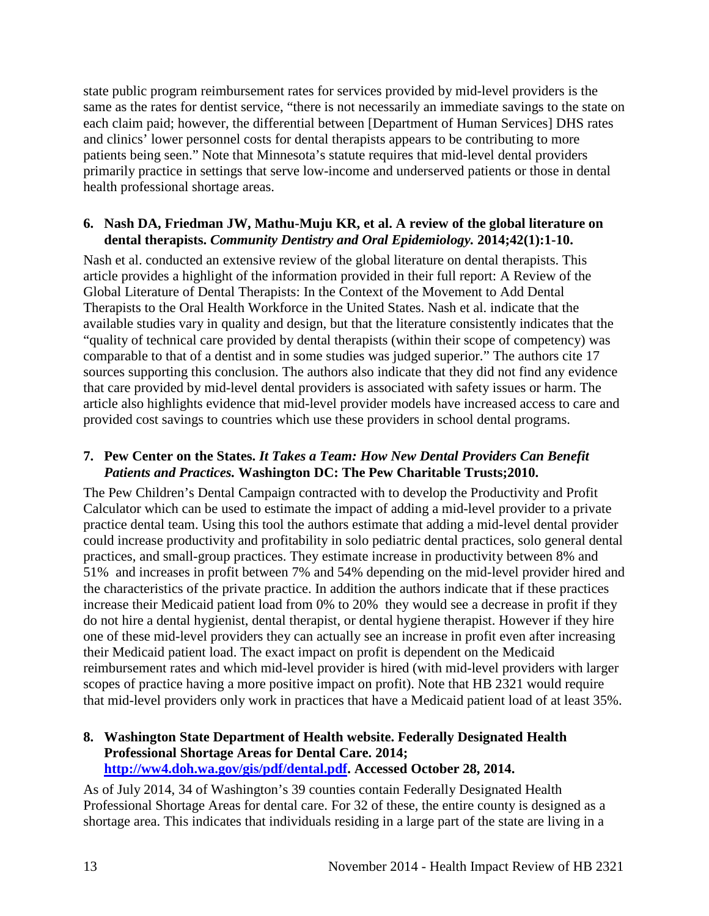state public program reimbursement rates for services provided by mid-level providers is the same as the rates for dentist service, "there is not necessarily an immediate savings to the state on each claim paid; however, the differential between [Department of Human Services] DHS rates and clinics' lower personnel costs for dental therapists appears to be contributing to more patients being seen." Note that Minnesota's statute requires that mid-level dental providers primarily practice in settings that serve low-income and underserved patients or those in dental health professional shortage areas.

**6. Nash DA, Friedman JW, Mathu-Muju KR, et al. A review of the global literature on dental therapists. *Community Dentistry and Oral Epidemiology.* 2014;42(1):1-10.**

Nash et al. conducted an extensive review of the global literature on dental therapists. This article provides a highlight of the information provided in their full report: A Review of the Global Literature of Dental Therapists: In the Context of the Movement to Add Dental Therapists to the Oral Health Workforce in the United States. Nash et al. indicate that the available studies vary in quality and design, but that the literature consistently indicates that the "quality of technical care provided by dental therapists (within their scope of competency) was comparable to that of a dentist and in some studies was judged superior." The authors cite 17 sources supporting this conclusion. The authors also indicate that they did not find any evidence that care provided by mid-level dental providers is associated with safety issues or harm. The article also highlights evidence that mid-level provider models have increased access to care and provided cost savings to countries which use these providers in school dental programs.

**7. Pew Center on the States. *It Takes a Team: How New Dental Providers Can Benefit Patients and Practices.* Washington DC: The Pew Charitable Trusts;2010.**

The Pew Children's Dental Campaign contracted with to develop the Productivity and Profit Calculator which can be used to estimate the impact of adding a mid-level provider to a private practice dental team. Using this tool the authors estimate that adding a mid-level dental provider could increase productivity and profitability in solo pediatric dental practices, solo general dental practices, and small-group practices. They estimate increase in productivity between 8% and 51% and increases in profit between 7% and 54% depending on the mid-level provider hired and the characteristics of the private practice. In addition the authors indicate that if these practices increase their Medicaid patient load from 0% to 20% they would see a decrease in profit if they do not hire a dental hygienist, dental therapist, or dental hygiene therapist. However if they hire one of these mid-level providers they can actually see an increase in profit even after increasing their Medicaid patient load. The exact impact on profit is dependent on the Medicaid reimbursement rates and which mid-level provider is hired (with mid-level providers with larger scopes of practice having a more positive impact on profit). Note that HB 2321 would require that mid-level providers only work in practices that have a Medicaid patient load of at least 35%.

**8. Washington State Department of Health website. Federally Designated Health Professional Shortage Areas for Dental Care. 2014; [http://ww4.doh.wa.gov/gis/pdf/dental.pdf](http://ww4.doh.wa.gov/gis/pdf/dental.pdf). Accessed October 28, 2014.**

As of July 2014, 34 of Washington's 39 counties contain Federally Designated Health Professional Shortage Areas for dental care. For 32 of these, the entire county is designed as a shortage area. This indicates that individuals residing in a large part of the state are living in a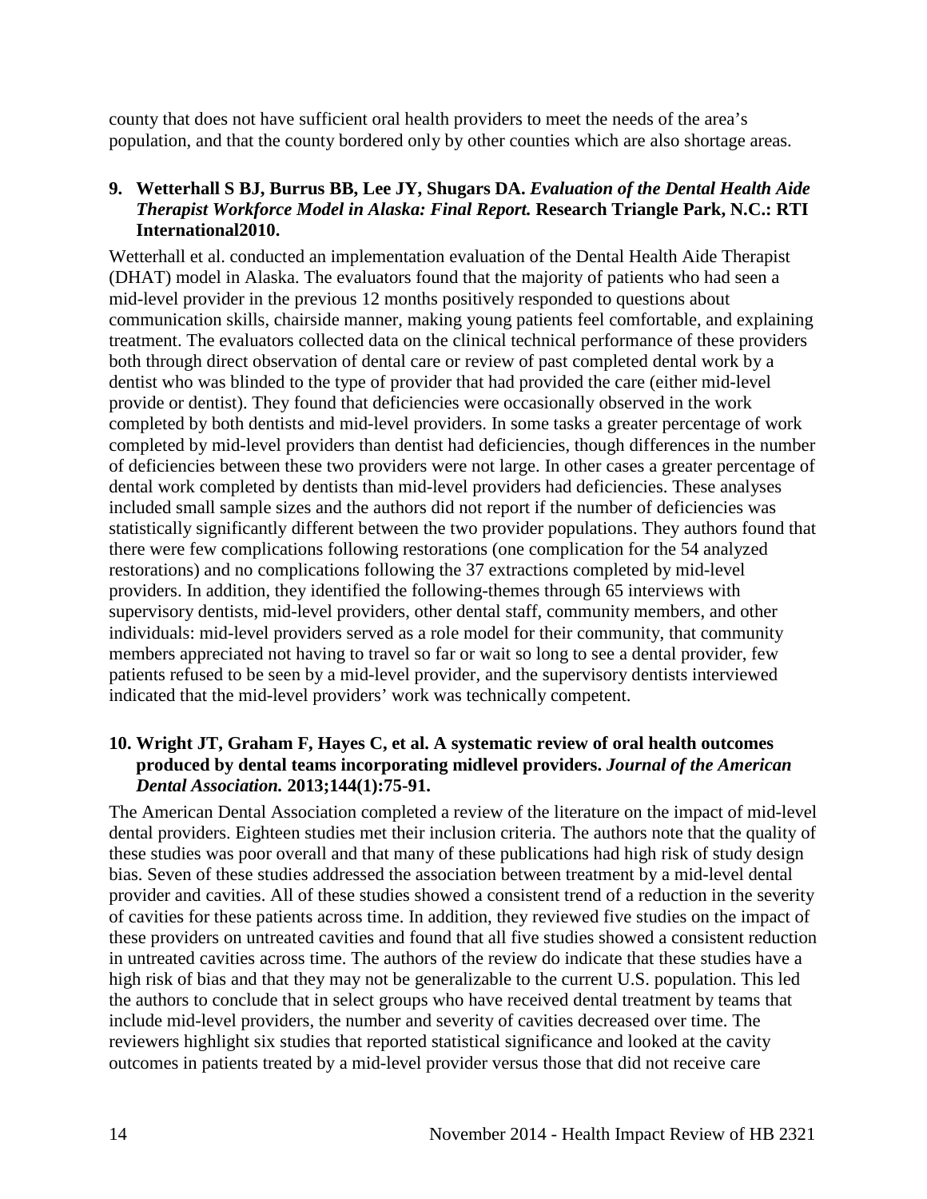county that does not have sufficient oral health providers to meet the needs of the area's population, and that the county bordered only by other counties which are also shortage areas.

**9. Wetterhall S BJ, Burrus BB, Lee JY, Shugars DA. *Evaluation of the Dental Health Aide Therapist Workforce Model in Alaska: Final Report.* Research Triangle Park, N.C.: RTI International2010.**

Wetterhall et al. conducted an implementation evaluation of the Dental Health Aide Therapist (DHAT) model in Alaska. The evaluators found that the majority of patients who had seen a mid-level provider in the previous 12 months positively responded to questions about communication skills, chairside manner, making young patients feel comfortable, and explaining treatment. The evaluators collected data on the clinical technical performance of these providers both through direct observation of dental care or review of past completed dental work by a dentist who was blinded to the type of provider that had provided the care (either mid-level provide or dentist). They found that deficiencies were occasionally observed in the work completed by both dentists and mid-level providers. In some tasks a greater percentage of work completed by mid-level providers than dentist had deficiencies, though differences in the number of deficiencies between these two providers were not large. In other cases a greater percentage of dental work completed by dentists than mid-level providers had deficiencies. These analyses included small sample sizes and the authors did not report if the number of deficiencies was statistically significantly different between the two provider populations. They authors found that there were few complications following restorations (one complication for the 54 analyzed restorations) and no complications following the 37 extractions completed by mid-level providers. In addition, they identified the following-themes through 65 interviews with supervisory dentists, mid-level providers, other dental staff, community members, and other individuals: mid-level providers served as a role model for their community, that community members appreciated not having to travel so far or wait so long to see a dental provider, few patients refused to be seen by a mid-level provider, and the supervisory dentists interviewed indicated that the mid-level providers' work was technically competent.

**10. Wright JT, Graham F, Hayes C, et al. A systematic review of oral health outcomes produced by dental teams incorporating midlevel providers. *Journal of the American Dental Association.* 2013;144(1):75-91.**

The American Dental Association completed a review of the literature on the impact of mid-level dental providers. Eighteen studies met their inclusion criteria. The authors note that the quality of these studies was poor overall and that many of these publications had high risk of study design bias. Seven of these studies addressed the association between treatment by a mid-level dental provider and cavities. All of these studies showed a consistent trend of a reduction in the severity of cavities for these patients across time. In addition, they reviewed five studies on the impact of these providers on untreated cavities and found that all five studies showed a consistent reduction in untreated cavities across time. The authors of the review do indicate that these studies have a high risk of bias and that they may not be generalizable to the current U.S. population. This led the authors to conclude that in select groups who have received dental treatment by teams that include mid-level providers, the number and severity of cavities decreased over time. The reviewers highlight six studies that reported statistical significance and looked at the cavity outcomes in patients treated by a mid-level provider versus those that did not receive care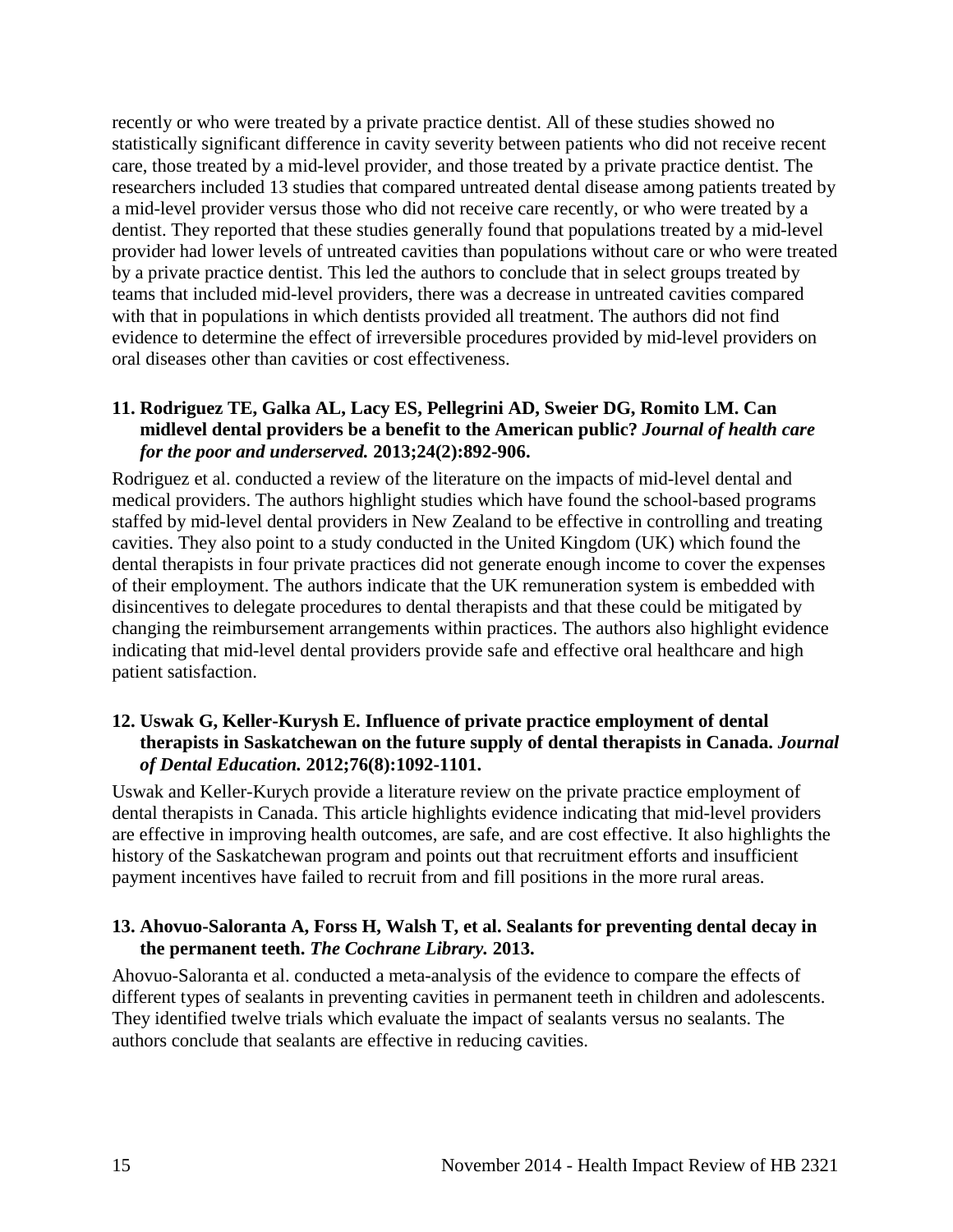recently or who were treated by a private practice dentist. All of these studies showed no statistically significant difference in cavity severity between patients who did not receive recent care, those treated by a mid-level provider, and those treated by a private practice dentist. The researchers included 13 studies that compared untreated dental disease among patients treated by a mid-level provider versus those who did not receive care recently, or who were treated by a dentist. They reported that these studies generally found that populations treated by a mid-level provider had lower levels of untreated cavities than populations without care or who were treated by a private practice dentist. This led the authors to conclude that in select groups treated by teams that included mid-level providers, there was a decrease in untreated cavities compared with that in populations in which dentists provided all treatment. The authors did not find evidence to determine the effect of irreversible procedures provided by mid-level providers on oral diseases other than cavities or cost effectiveness.

**11. Rodriguez TE, Galka AL, Lacy ES, Pellegrini AD, Sweier DG, Romito LM. Can midlevel dental providers be a benefit to the American public?** ***Journal of health care for the poor and underserved.*** **2013;24(2):892-906.**

Rodriguez et al. conducted a review of the literature on the impacts of mid-level dental and medical providers. The authors highlight studies which have found the school-based programs staffed by mid-level dental providers in New Zealand to be effective in controlling and treating cavities. They also point to a study conducted in the United Kingdom (UK) which found the dental therapists in four private practices did not generate enough income to cover the expenses of their employment. The authors indicate that the UK remuneration system is embedded with disincentives to delegate procedures to dental therapists and that these could be mitigated by changing the reimbursement arrangements within practices. The authors also highlight evidence indicating that mid-level dental providers provide safe and effective oral healthcare and high patient satisfaction.

**12. Uswak G, Keller-Kurysh E. Influence of private practice employment of dental therapists in Saskatchewan on the future supply of dental therapists in Canada.** ***Journal of Dental Education.*** **2012;76(8):1092-1101.**

Uswak and Keller-Kurych provide a literature review on the private practice employment of dental therapists in Canada. This article highlights evidence indicating that mid-level providers are effective in improving health outcomes, are safe, and are cost effective. It also highlights the history of the Saskatchewan program and points out that recruitment efforts and insufficient payment incentives have failed to recruit from and fill positions in the more rural areas.

**13. Ahovuo-Saloranta A, Forss H, Walsh T, et al. Sealants for preventing dental decay in the permanent teeth.** ***The Cochrane Library.*** **2013.**

Ahovuo-Saloranta et al. conducted a meta-analysis of the evidence to compare the effects of different types of sealants in preventing cavities in permanent teeth in children and adolescents. They identified twelve trials which evaluate the impact of sealants versus no sealants. The authors conclude that sealants are effective in reducing cavities.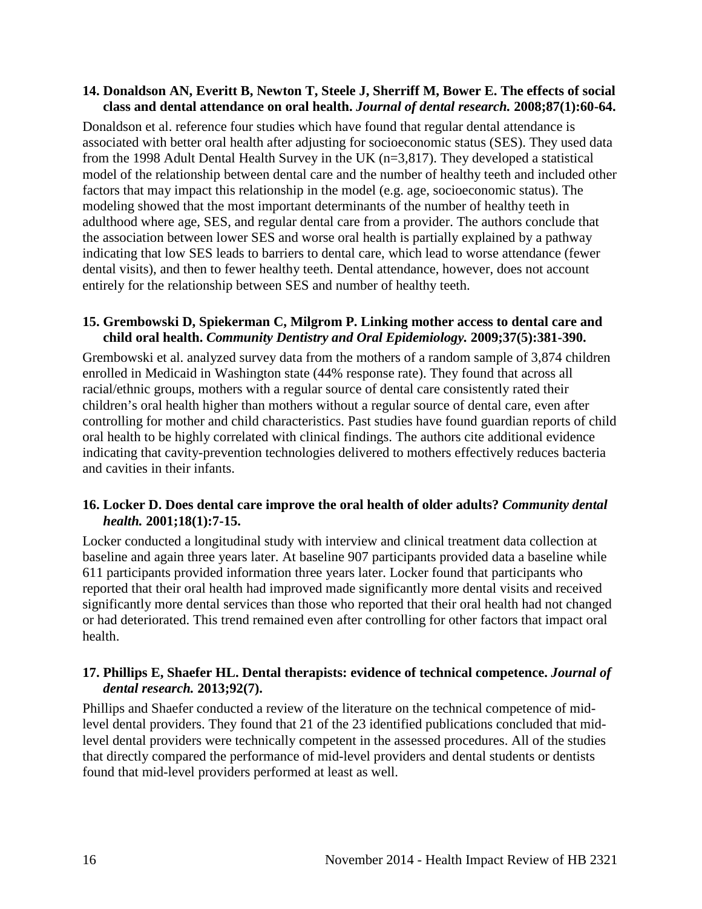**14. Donaldson AN, Everitt B, Newton T, Steele J, Sherriff M, Bower E. The effects of social class and dental attendance on oral health.** ***Journal of dental research.*** **2008;87(1):60-64.**

Donaldson et al. reference four studies which have found that regular dental attendance is associated with better oral health after adjusting for socioeconomic status (SES). They used data from the 1998 Adult Dental Health Survey in the UK (n=3,817). They developed a statistical model of the relationship between dental care and the number of healthy teeth and included other factors that may impact this relationship in the model (e.g. age, socioeconomic status). The modeling showed that the most important determinants of the number of healthy teeth in adulthood where age, SES, and regular dental care from a provider. The authors conclude that the association between lower SES and worse oral health is partially explained by a pathway indicating that low SES leads to barriers to dental care, which lead to worse attendance (fewer dental visits), and then to fewer healthy teeth. Dental attendance, however, does not account entirely for the relationship between SES and number of healthy teeth.

**15. Grembowski D, Spiekerman C, Milgrom P. Linking mother access to dental care and child oral health.** ***Community Dentistry and Oral Epidemiology.*** **2009;37(5):381-390.**

Grembowski et al. analyzed survey data from the mothers of a random sample of 3,874 children enrolled in Medicaid in Washington state (44% response rate). They found that across all racial/ethnic groups, mothers with a regular source of dental care consistently rated their children's oral health higher than mothers without a regular source of dental care, even after controlling for mother and child characteristics. Past studies have found guardian reports of child oral health to be highly correlated with clinical findings. The authors cite additional evidence indicating that cavity-prevention technologies delivered to mothers effectively reduces bacteria and cavities in their infants.

**16. Locker D. Does dental care improve the oral health of older adults?** ***Community dental health.*** **2001;18(1):7-15.**

Locker conducted a longitudinal study with interview and clinical treatment data collection at baseline and again three years later. At baseline 907 participants provided data a baseline while 611 participants provided information three years later. Locker found that participants who reported that their oral health had improved made significantly more dental visits and received significantly more dental services than those who reported that their oral health had not changed or had deteriorated. This trend remained even after controlling for other factors that impact oral health.

**17. Phillips E, Shaefer HL. Dental therapists: evidence of technical competence.** ***Journal of dental research.*** **2013;92(7).**

Phillips and Shaefer conducted a review of the literature on the technical competence of mid-level dental providers. They found that 21 of the 23 identified publications concluded that mid-level dental providers were technically competent in the assessed procedures. All of the studies that directly compared the performance of mid-level providers and dental students or dentists found that mid-level providers performed at least as well.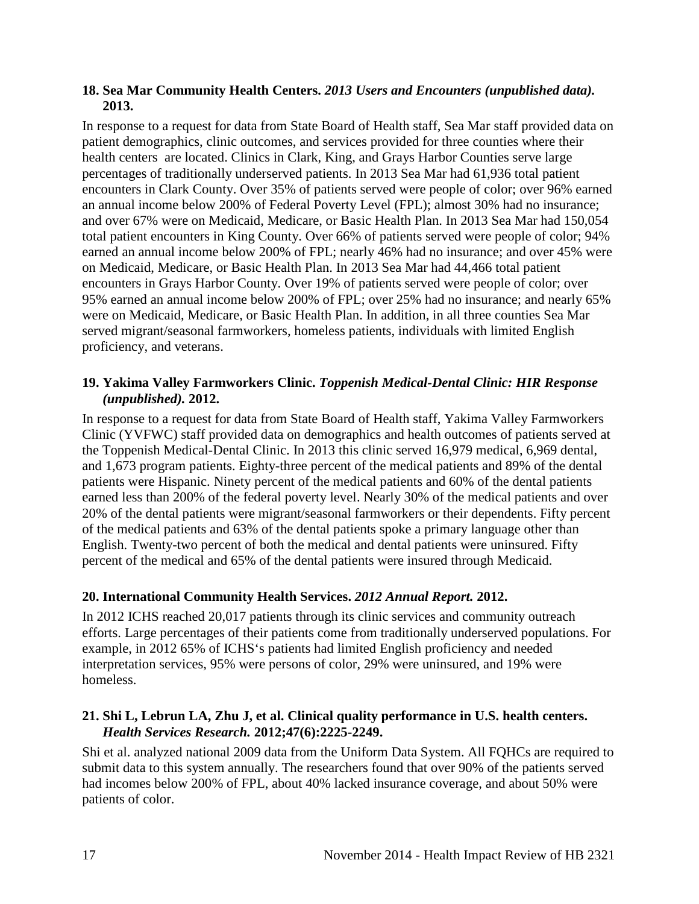**18. Sea Mar Community Health Centers.** ***2013 Users and Encounters (unpublished data).*** **2013.**

In response to a request for data from State Board of Health staff, Sea Mar staff provided data on patient demographics, clinic outcomes, and services provided for three counties where their health centers are located. Clinics in Clark, King, and Grays Harbor Counties serve large percentages of traditionally underserved patients. In 2013 Sea Mar had 61,936 total patient encounters in Clark County. Over 35% of patients served were people of color; over 96% earned an annual income below 200% of Federal Poverty Level (FPL); almost 30% had no insurance; and over 67% were on Medicaid, Medicare, or Basic Health Plan. In 2013 Sea Mar had 150,054 total patient encounters in King County. Over 66% of patients served were people of color; 94% earned an annual income below 200% of FPL; nearly 46% had no insurance; and over 45% were on Medicaid, Medicare, or Basic Health Plan. In 2013 Sea Mar had 44,466 total patient encounters in Grays Harbor County. Over 19% of patients served were people of color; over 95% earned an annual income below 200% of FPL; over 25% had no insurance; and nearly 65% were on Medicaid, Medicare, or Basic Health Plan. In addition, in all three counties Sea Mar served migrant/seasonal farmworkers, homeless patients, individuals with limited English proficiency, and veterans.

**19. Yakima Valley Farmworkers Clinic.** ***Toppenish Medical-Dental Clinic: HIR Response (unpublished).*** **2012.**

In response to a request for data from State Board of Health staff, Yakima Valley Farmworkers Clinic (YVFWC) staff provided data on demographics and health outcomes of patients served at the Toppenish Medical-Dental Clinic. In 2013 this clinic served 16,979 medical, 6,969 dental, and 1,673 program patients. Eighty-three percent of the medical patients and 89% of the dental patients were Hispanic. Ninety percent of the medical patients and 60% of the dental patients earned less than 200% of the federal poverty level. Nearly 30% of the medical patients and over 20% of the dental patients were migrant/seasonal farmworkers or their dependents. Fifty percent of the medical patients and 63% of the dental patients spoke a primary language other than English. Twenty-two percent of both the medical and dental patients were uninsured. Fifty percent of the medical and 65% of the dental patients were insured through Medicaid.

**20. International Community Health Services.** ***2012 Annual Report.*** **2012.**

In 2012 ICHS reached 20,017 patients through its clinic services and community outreach efforts. Large percentages of their patients come from traditionally underserved populations. For example, in 2012 65% of ICHS's patients had limited English proficiency and needed interpretation services, 95% were persons of color, 29% were uninsured, and 19% were homeless.

**21. Shi L, Lebrun LA, Zhu J, et al. Clinical quality performance in U.S. health centers.** ***Health Services Research.*** **2012;47(6):2225-2249.**

Shi et al. analyzed national 2009 data from the Uniform Data System. All FQHCs are required to submit data to this system annually. The researchers found that over 90% of the patients served had incomes below 200% of FPL, about 40% lacked insurance coverage, and about 50% were patients of color.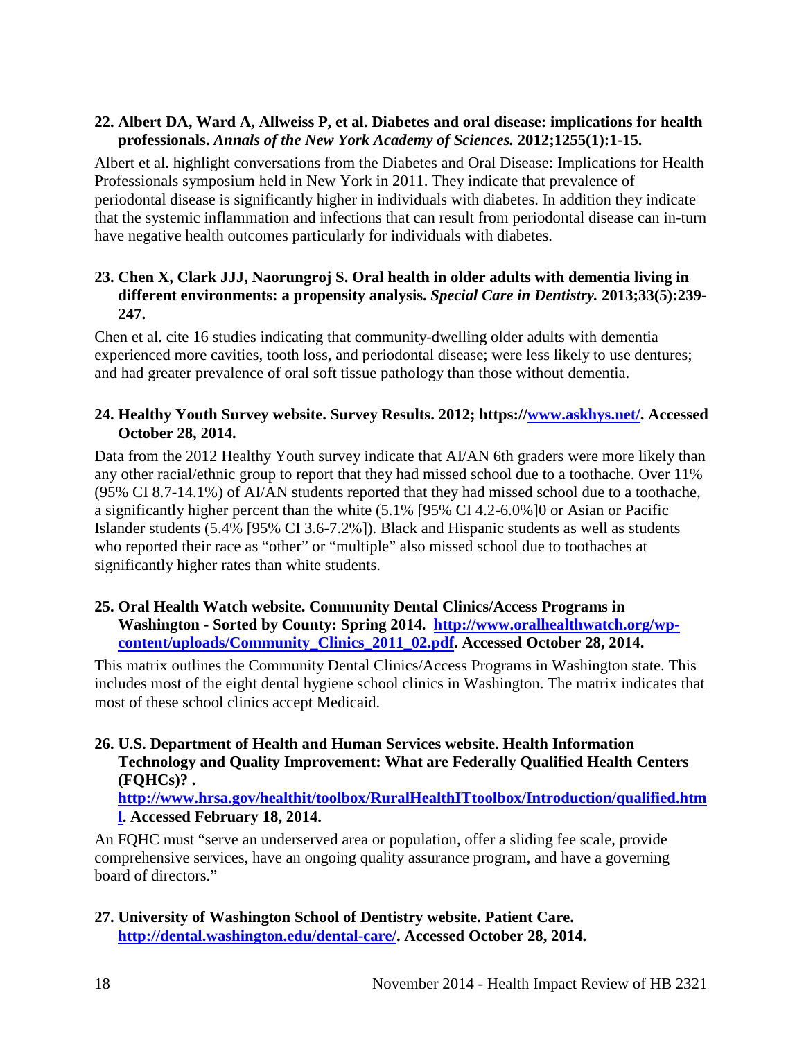**22. Albert DA, Ward A, Allweiss P, et al. Diabetes and oral disease: implications for health professionals.** ***Annals of the New York Academy of Sciences.*** **2012;1255(1):1-15.**

Albert et al. highlight conversations from the Diabetes and Oral Disease: Implications for Health Professionals symposium held in New York in 2011. They indicate that prevalence of periodontal disease is significantly higher in individuals with diabetes. In addition they indicate that the systemic inflammation and infections that can result from periodontal disease can in-turn have negative health outcomes particularly for individuals with diabetes.

**23. Chen X, Clark JJJ, Naorungroj S. Oral health in older adults with dementia living in different environments: a propensity analysis.** ***Special Care in Dentistry.*** **2013;33(5):239-247.**

Chen et al. cite 16 studies indicating that community-dwelling older adults with dementia experienced more cavities, tooth loss, and periodontal disease; were less likely to use dentures; and had greater prevalence of oral soft tissue pathology than those without dementia.

**24. Healthy Youth Survey website. Survey Results. 2012; https://[www.askhys.net/](https://www.askhys.net/). Accessed October 28, 2014.**

Data from the 2012 Healthy Youth survey indicate that AI/AN 6th graders were more likely than any other racial/ethnic group to report that they had missed school due to a toothache. Over 11% (95% CI 8.7-14.1%) of AI/AN students reported that they had missed school due to a toothache, a significantly higher percent than the white (5.1% [95% CI 4.2-6.0%]0 or Asian or Pacific Islander students (5.4% [95% CI 3.6-7.2%]). Black and Hispanic students as well as students who reported their race as "other" or "multiple" also missed school due to toothaches at significantly higher rates than white students.

**25. Oral Health Watch website. Community Dental Clinics/Access Programs in Washington - Sorted by County: Spring 2014. [http://www.oralhealthwatch.org/wp-content/uploads/Community_Clinics_2011_02.pdf](http://www.oralhealthwatch.org/wp-content/uploads/Community_Clinics_2011_02.pdf). Accessed October 28, 2014.**

This matrix outlines the Community Dental Clinics/Access Programs in Washington state. This includes most of the eight dental hygiene school clinics in Washington. The matrix indicates that most of these school clinics accept Medicaid.

**26. U.S. Department of Health and Human Services website. Health Information Technology and Quality Improvement: What are Federally Qualified Health Centers (FQHCs)? . [http://www.hrsa.gov/healthit/toolbox/RuralHealthITtoolbox/Introduction/qualified.html](http://www.hrsa.gov/healthit/toolbox/RuralHealthITtoolbox/Introduction/qualified.html). Accessed February 18, 2014.**

An FQHC must "serve an underserved area or population, offer a sliding fee scale, provide comprehensive services, have an ongoing quality assurance program, and have a governing board of directors."

**27. University of Washington School of Dentistry website. Patient Care. [http://dental.washington.edu/dental-care/](http://dental.washington.edu/dental-care/). Accessed October 28, 2014.**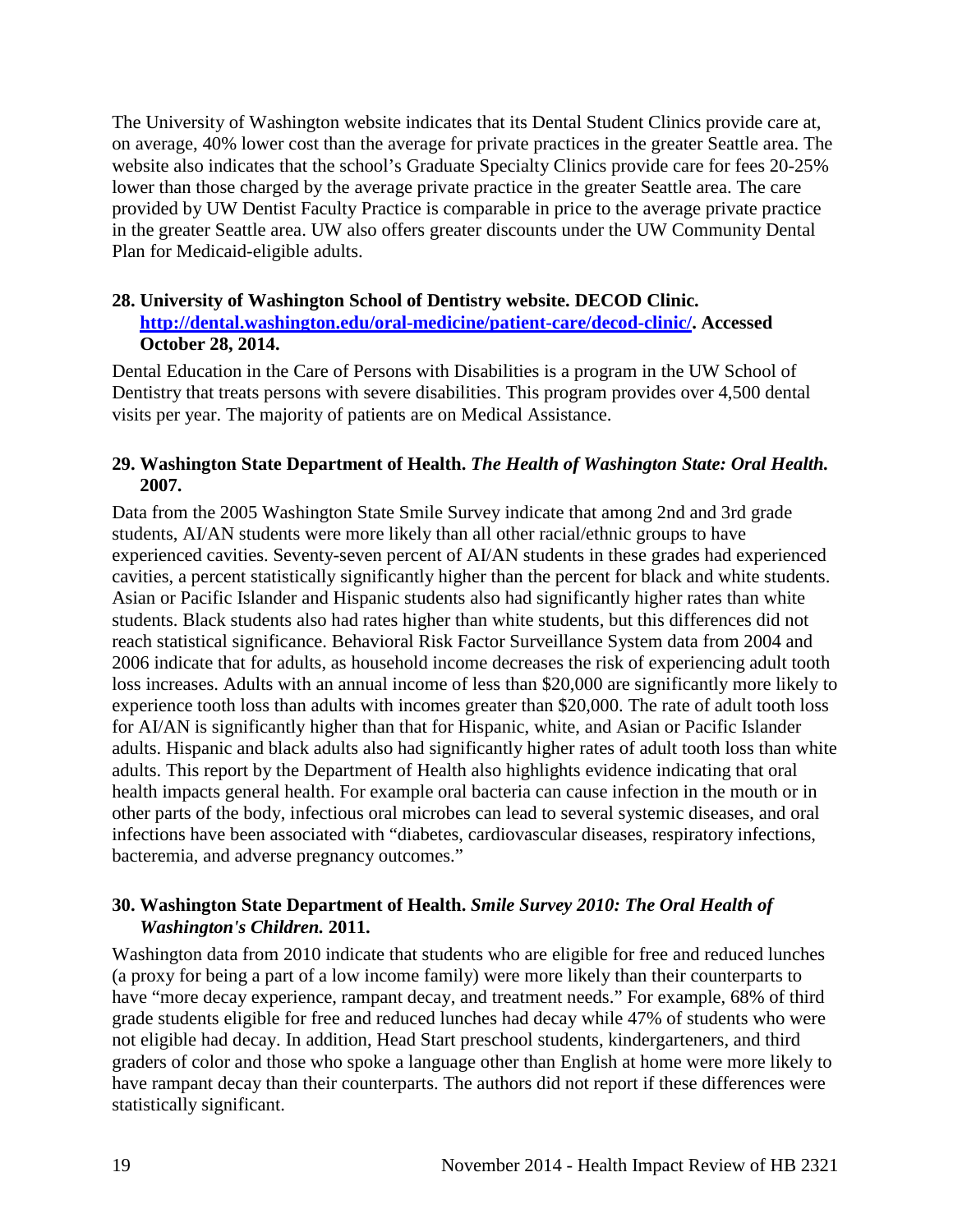The University of Washington website indicates that its Dental Student Clinics provide care at, on average, 40% lower cost than the average for private practices in the greater Seattle area. The website also indicates that the school's Graduate Specialty Clinics provide care for fees 20-25% lower than those charged by the average private practice in the greater Seattle area. The care provided by UW Dentist Faculty Practice is comparable in price to the average private practice in the greater Seattle area. UW also offers greater discounts under the UW Community Dental Plan for Medicaid-eligible adults.

**28. University of Washington School of Dentistry website. DECOD Clinic. [http://dental.washington.edu/oral-medicine/patient-care/decod-clinic/](http://dental.washington.edu/oral-medicine/patient-care/decod-clinic/). Accessed October 28, 2014.**

Dental Education in the Care of Persons with Disabilities is a program in the UW School of Dentistry that treats persons with severe disabilities. This program provides over 4,500 dental visits per year. The majority of patients are on Medical Assistance.

**29. Washington State Department of Health. *The Health of Washington State: Oral Health.* 2007.**

Data from the 2005 Washington State Smile Survey indicate that among 2nd and 3rd grade students, AI/AN students were more likely than all other racial/ethnic groups to have experienced cavities. Seventy-seven percent of AI/AN students in these grades had experienced cavities, a percent statistically significantly higher than the percent for black and white students. Asian or Pacific Islander and Hispanic students also had significantly higher rates than white students. Black students also had rates higher than white students, but this differences did not reach statistical significance. Behavioral Risk Factor Surveillance System data from 2004 and 2006 indicate that for adults, as household income decreases the risk of experiencing adult tooth loss increases. Adults with an annual income of less than $20,000 are significantly more likely to experience tooth loss than adults with incomes greater than $20,000. The rate of adult tooth loss for AI/AN is significantly higher than that for Hispanic, white, and Asian or Pacific Islander adults. Hispanic and black adults also had significantly higher rates of adult tooth loss than white adults. This report by the Department of Health also highlights evidence indicating that oral health impacts general health. For example oral bacteria can cause infection in the mouth or in other parts of the body, infectious oral microbes can lead to several systemic diseases, and oral infections have been associated with "diabetes, cardiovascular diseases, respiratory infections, bacteremia, and adverse pregnancy outcomes."

**30. Washington State Department of Health. *Smile Survey 2010: The Oral Health of Washington's Children.* 2011.**

Washington data from 2010 indicate that students who are eligible for free and reduced lunches (a proxy for being a part of a low income family) were more likely than their counterparts to have "more decay experience, rampant decay, and treatment needs." For example, 68% of third grade students eligible for free and reduced lunches had decay while 47% of students who were not eligible had decay. In addition, Head Start preschool students, kindergarteners, and third graders of color and those who spoke a language other than English at home were more likely to have rampant decay than their counterparts. The authors did not report if these differences were statistically significant.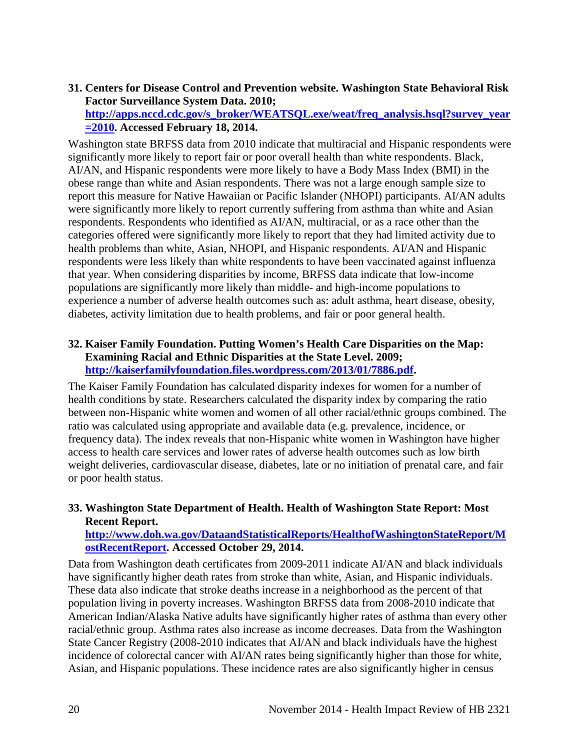**31. Centers for Disease Control and Prevention website. Washington State Behavioral Risk Factor Surveillance System Data. 2010; [http://apps.nccd.cdc.gov/s_broker/WEATSQL.exe/weat/freq_analysis.hsql?survey_year=2010](http://apps.nccd.cdc.gov/s_broker/WEATSQL.exe/weat/freq_analysis.hsql?survey_year=2010). Accessed February 18, 2014.**

Washington state BRFSS data from 2010 indicate that multiracial and Hispanic respondents were significantly more likely to report fair or poor overall health than white respondents. Black, AI/AN, and Hispanic respondents were more likely to have a Body Mass Index (BMI) in the obese range than white and Asian respondents. There was not a large enough sample size to report this measure for Native Hawaiian or Pacific Islander (NHOPI) participants. AI/AN adults were significantly more likely to report currently suffering from asthma than white and Asian respondents. Respondents who identified as AI/AN, multiracial, or as a race other than the categories offered were significantly more likely to report that they had limited activity due to health problems than white, Asian, NHOPI, and Hispanic respondents. AI/AN and Hispanic respondents were less likely than white respondents to have been vaccinated against influenza that year. When considering disparities by income, BRFSS data indicate that low-income populations are significantly more likely than middle- and high-income populations to experience a number of adverse health outcomes such as: adult asthma, heart disease, obesity, diabetes, activity limitation due to health problems, and fair or poor general health.

**32. Kaiser Family Foundation. Putting Women's Health Care Disparities on the Map: Examining Racial and Ethnic Disparities at the State Level. 2009; [http://kaiserfamilyfoundation.files.wordpress.com/2013/01/7886.pdf](http://kaiserfamilyfoundation.files.wordpress.com/2013/01/7886.pdf).**

The Kaiser Family Foundation has calculated disparity indexes for women for a number of health conditions by state. Researchers calculated the disparity index by comparing the ratio between non-Hispanic white women and women of all other racial/ethnic groups combined. The ratio was calculated using appropriate and available data (e.g. prevalence, incidence, or frequency data). The index reveals that non-Hispanic white women in Washington have higher access to health care services and lower rates of adverse health outcomes such as low birth weight deliveries, cardiovascular disease, diabetes, late or no initiation of prenatal care, and fair or poor health status.

**33. Washington State Department of Health. Health of Washington State Report: Most Recent Report. [http://www.doh.wa.gov/DataandStatisticalReports/HealthofWashingtonStateReport/MostRecentReport](http://www.doh.wa.gov/DataandStatisticalReports/HealthofWashingtonStateReport/MostRecentReport). Accessed October 29, 2014.**

Data from Washington death certificates from 2009-2011 indicate AI/AN and black individuals have significantly higher death rates from stroke than white, Asian, and Hispanic individuals. These data also indicate that stroke deaths increase in a neighborhood as the percent of that population living in poverty increases. Washington BRFSS data from 2008-2010 indicate that American Indian/Alaska Native adults have significantly higher rates of asthma than every other racial/ethnic group. Asthma rates also increase as income decreases. Data from the Washington State Cancer Registry (2008-2010 indicates that AI/AN and black individuals have the highest incidence of colorectal cancer with AI/AN rates being significantly higher than those for white, Asian, and Hispanic populations. These incidence rates are also significantly higher in census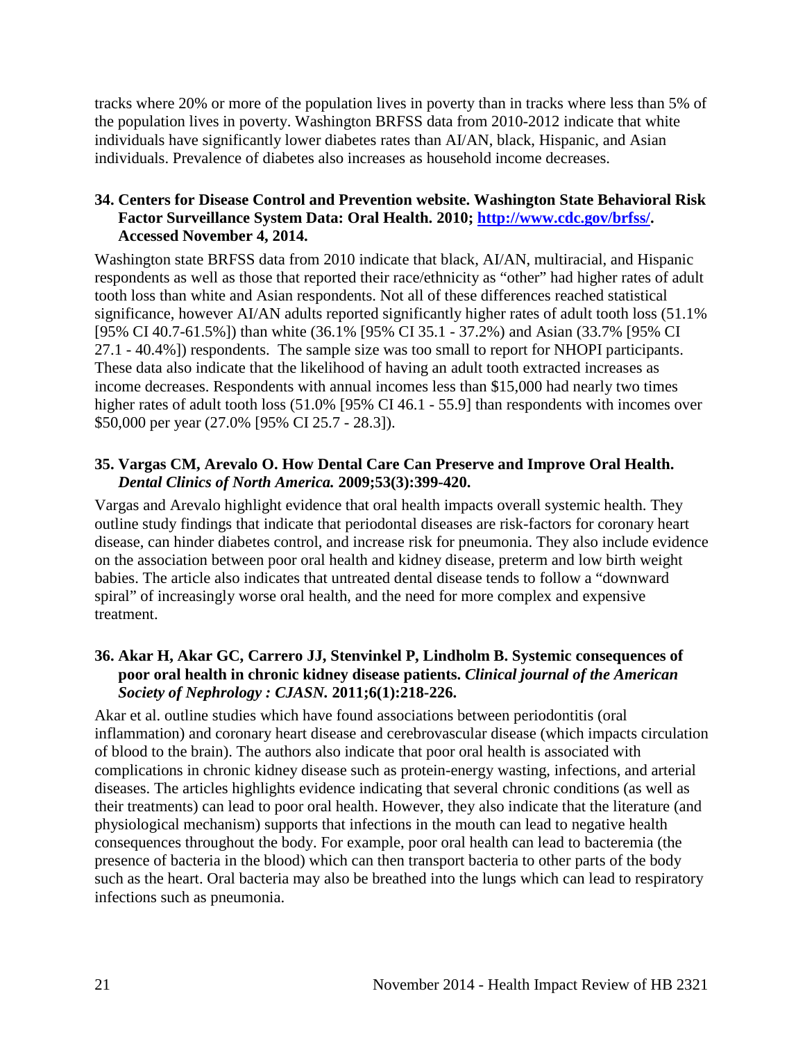tracks where 20% or more of the population lives in poverty than in tracks where less than 5% of the population lives in poverty. Washington BRFSS data from 2010-2012 indicate that white individuals have significantly lower diabetes rates than AI/AN, black, Hispanic, and Asian individuals. Prevalence of diabetes also increases as household income decreases.

**34. Centers for Disease Control and Prevention website. Washington State Behavioral Risk Factor Surveillance System Data: Oral Health. 2010; [http://www.cdc.gov/brfss/](http://www.cdc.gov/brfss/). Accessed November 4, 2014.**

Washington state BRFSS data from 2010 indicate that black, AI/AN, multiracial, and Hispanic respondents as well as those that reported their race/ethnicity as "other" had higher rates of adult tooth loss than white and Asian respondents. Not all of these differences reached statistical significance, however AI/AN adults reported significantly higher rates of adult tooth loss (51.1% [95% CI 40.7-61.5%]) than white (36.1% [95% CI 35.1 - 37.2%) and Asian (33.7% [95% CI 27.1 - 40.4%]) respondents. The sample size was too small to report for NHOPI participants. These data also indicate that the likelihood of having an adult tooth extracted increases as income decreases. Respondents with annual incomes less than $15,000 had nearly two times higher rates of adult tooth loss (51.0% [95% CI 46.1 - 55.9] than respondents with incomes over $50,000 per year (27.0% [95% CI 25.7 - 28.3]).

**35. Vargas CM, Arevalo O. How Dental Care Can Preserve and Improve Oral Health. *Dental Clinics of North America.* 2009;53(3):399-420.**

Vargas and Arevalo highlight evidence that oral health impacts overall systemic health. They outline study findings that indicate that periodontal diseases are risk-factors for coronary heart disease, can hinder diabetes control, and increase risk for pneumonia. They also include evidence on the association between poor oral health and kidney disease, preterm and low birth weight babies. The article also indicates that untreated dental disease tends to follow a "downward spiral" of increasingly worse oral health, and the need for more complex and expensive treatment.

**36. Akar H, Akar GC, Carrero JJ, Stenvinkel P, Lindholm B. Systemic consequences of poor oral health in chronic kidney disease patients. *Clinical journal of the American Society of Nephrology : CJASN.* 2011;6(1):218-226.**

Akar et al. outline studies which have found associations between periodontitis (oral inflammation) and coronary heart disease and cerebrovascular disease (which impacts circulation of blood to the brain). The authors also indicate that poor oral health is associated with complications in chronic kidney disease such as protein-energy wasting, infections, and arterial diseases. The articles highlights evidence indicating that several chronic conditions (as well as their treatments) can lead to poor oral health. However, they also indicate that the literature (and physiological mechanism) supports that infections in the mouth can lead to negative health consequences throughout the body. For example, poor oral health can lead to bacteremia (the presence of bacteria in the blood) which can then transport bacteria to other parts of the body such as the heart. Oral bacteria may also be breathed into the lungs which can lead to respiratory infections such as pneumonia.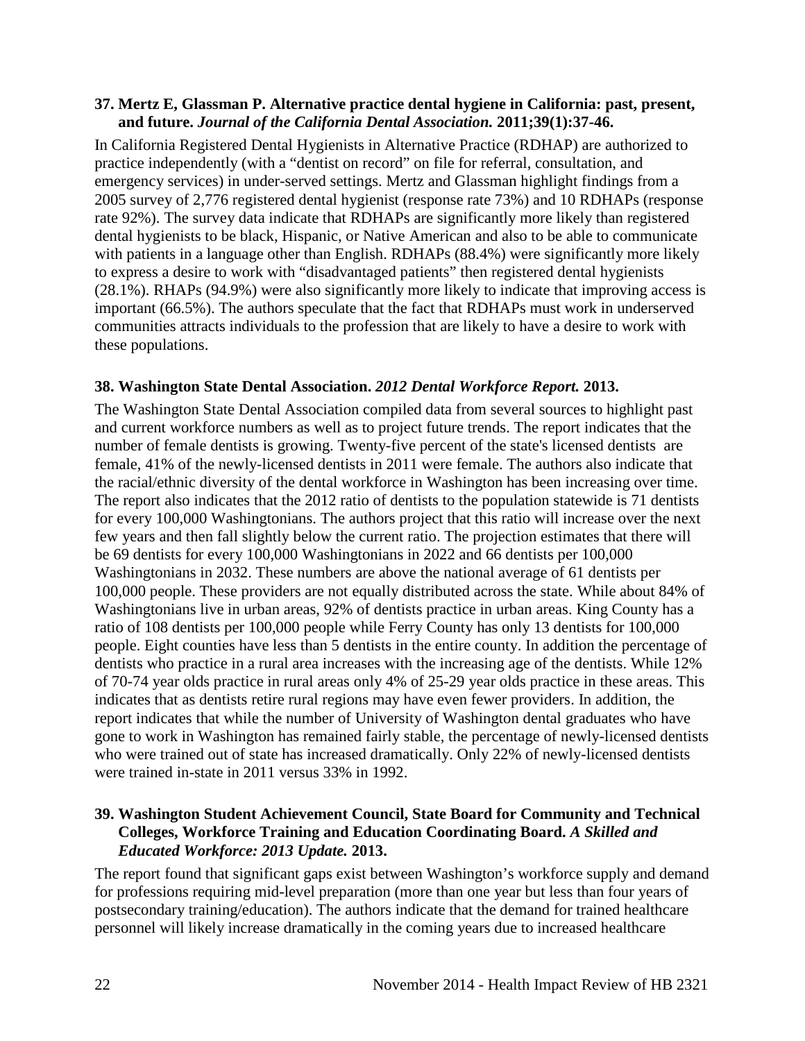**37. Mertz E, Glassman P. Alternative practice dental hygiene in California: past, present, and future.** ***Journal of the California Dental Association.*** **2011;39(1):37-46.**

In California Registered Dental Hygienists in Alternative Practice (RDHAP) are authorized to practice independently (with a "dentist on record" on file for referral, consultation, and emergency services) in under-served settings. Mertz and Glassman highlight findings from a 2005 survey of 2,776 registered dental hygienist (response rate 73%) and 10 RDHAPs (response rate 92%). The survey data indicate that RDHAPs are significantly more likely than registered dental hygienists to be black, Hispanic, or Native American and also to be able to communicate with patients in a language other than English. RDHAPs (88.4%) were significantly more likely to express a desire to work with "disadvantaged patients" then registered dental hygienists (28.1%). RHAPs (94.9%) were also significantly more likely to indicate that improving access is important (66.5%). The authors speculate that the fact that RDHAPs must work in underserved communities attracts individuals to the profession that are likely to have a desire to work with these populations.

**38. Washington State Dental Association.** ***2012 Dental Workforce Report.*** **2013.**

The Washington State Dental Association compiled data from several sources to highlight past and current workforce numbers as well as to project future trends. The report indicates that the number of female dentists is growing. Twenty-five percent of the state's licensed dentists are female, 41% of the newly-licensed dentists in 2011 were female. The authors also indicate that the racial/ethnic diversity of the dental workforce in Washington has been increasing over time. The report also indicates that the 2012 ratio of dentists to the population statewide is 71 dentists for every 100,000 Washingtonians. The authors project that this ratio will increase over the next few years and then fall slightly below the current ratio. The projection estimates that there will be 69 dentists for every 100,000 Washingtonians in 2022 and 66 dentists per 100,000 Washingtonians in 2032. These numbers are above the national average of 61 dentists per 100,000 people. These providers are not equally distributed across the state. While about 84% of Washingtonians live in urban areas, 92% of dentists practice in urban areas. King County has a ratio of 108 dentists per 100,000 people while Ferry County has only 13 dentists for 100,000 people. Eight counties have less than 5 dentists in the entire county. In addition the percentage of dentists who practice in a rural area increases with the increasing age of the dentists. While 12% of 70-74 year olds practice in rural areas only 4% of 25-29 year olds practice in these areas. This indicates that as dentists retire rural regions may have even fewer providers. In addition, the report indicates that while the number of University of Washington dental graduates who have gone to work in Washington has remained fairly stable, the percentage of newly-licensed dentists who were trained out of state has increased dramatically. Only 22% of newly-licensed dentists were trained in-state in 2011 versus 33% in 1992.

**39. Washington Student Achievement Council, State Board for Community and Technical Colleges, Workforce Training and Education Coordinating Board.** ***A Skilled and Educated Workforce: 2013 Update.*** **2013.**

The report found that significant gaps exist between Washington's workforce supply and demand for professions requiring mid-level preparation (more than one year but less than four years of postsecondary training/education). The authors indicate that the demand for trained healthcare personnel will likely increase dramatically in the coming years due to increased healthcare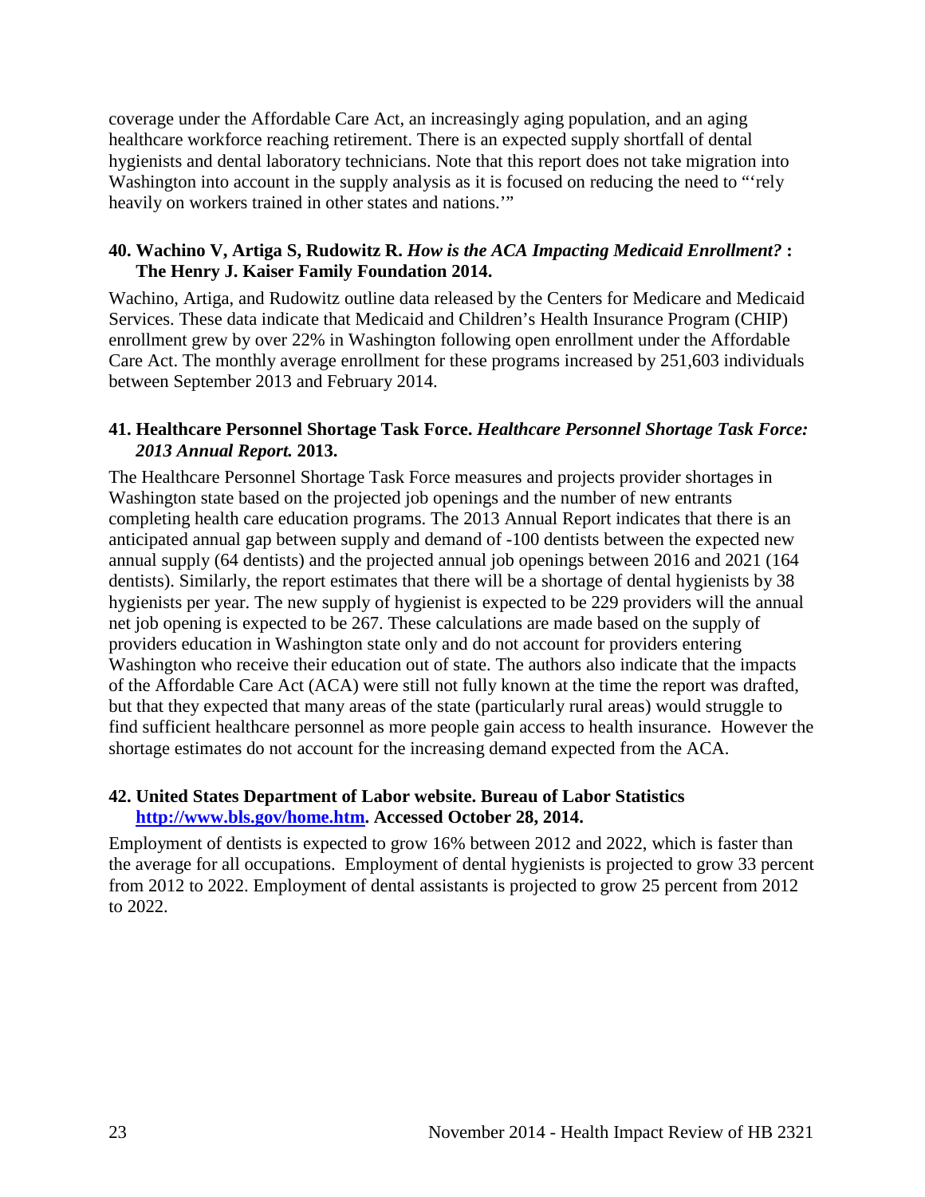coverage under the Affordable Care Act, an increasingly aging population, and an aging healthcare workforce reaching retirement. There is an expected supply shortfall of dental hygienists and dental laboratory technicians. Note that this report does not take migration into Washington into account in the supply analysis as it is focused on reducing the need to "'rely heavily on workers trained in other states and nations.'"

**40. Wachino V, Artiga S, Rudowitz R.** ***How is the ACA Impacting Medicaid Enrollment?*** **: The Henry J. Kaiser Family Foundation 2014.**

Wachino, Artiga, and Rudowitz outline data released by the Centers for Medicare and Medicaid Services. These data indicate that Medicaid and Children's Health Insurance Program (CHIP) enrollment grew by over 22% in Washington following open enrollment under the Affordable Care Act. The monthly average enrollment for these programs increased by 251,603 individuals between September 2013 and February 2014.

**41. Healthcare Personnel Shortage Task Force.** ***Healthcare Personnel Shortage Task Force: 2013 Annual Report.*** **2013.**

The Healthcare Personnel Shortage Task Force measures and projects provider shortages in Washington state based on the projected job openings and the number of new entrants completing health care education programs. The 2013 Annual Report indicates that there is an anticipated annual gap between supply and demand of -100 dentists between the expected new annual supply (64 dentists) and the projected annual job openings between 2016 and 2021 (164 dentists). Similarly, the report estimates that there will be a shortage of dental hygienists by 38 hygienists per year. The new supply of hygienist is expected to be 229 providers will the annual net job opening is expected to be 267. These calculations are made based on the supply of providers education in Washington state only and do not account for providers entering Washington who receive their education out of state. The authors also indicate that the impacts of the Affordable Care Act (ACA) were still not fully known at the time the report was drafted, but that they expected that many areas of the state (particularly rural areas) would struggle to find sufficient healthcare personnel as more people gain access to health insurance. However the shortage estimates do not account for the increasing demand expected from the ACA.

**42. United States Department of Labor website. Bureau of Labor Statistics [http://www.bls.gov/home.htm](http://www.bls.gov/home.htm). Accessed October 28, 2014.**

Employment of dentists is expected to grow 16% between 2012 and 2022, which is faster than the average for all occupations. Employment of dental hygienists is projected to grow 33 percent from 2012 to 2022. Employment of dental assistants is projected to grow 25 percent from 2012 to 2022.